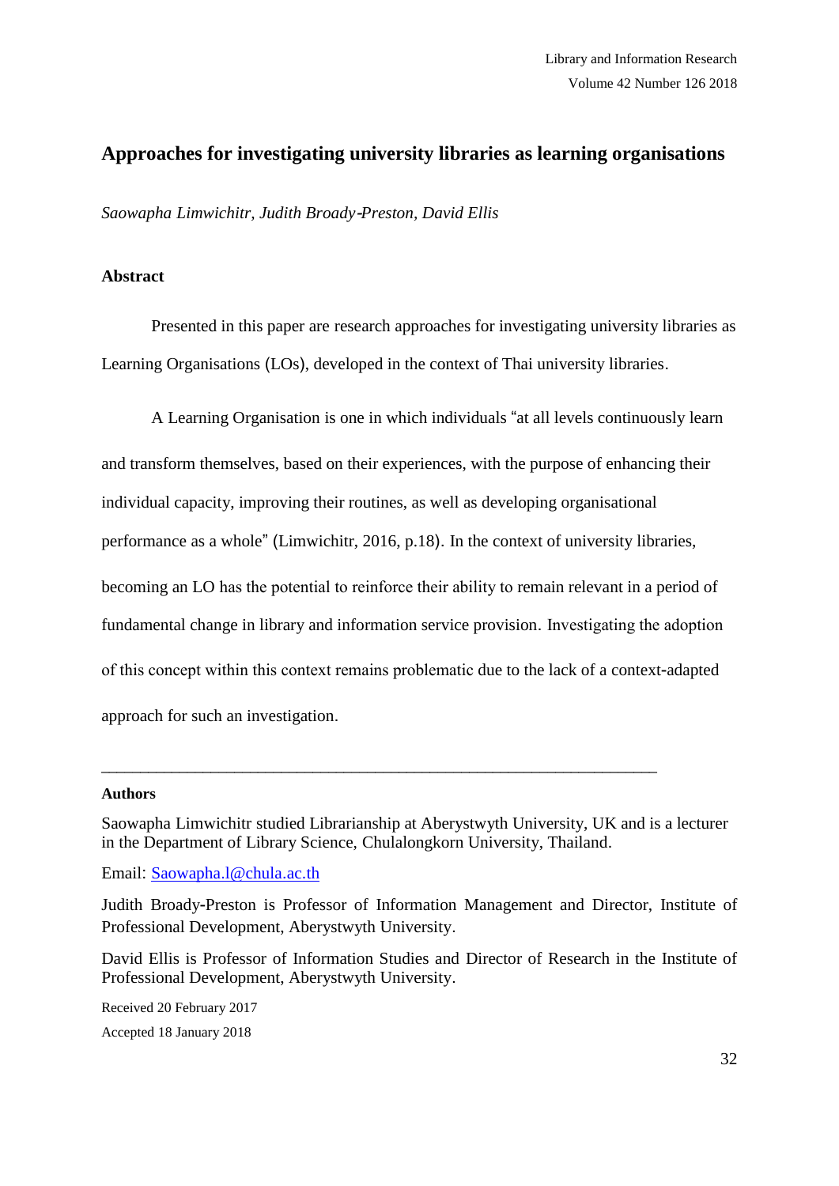# Approaches for investigating university libraries as learning organisations

*Saowapha Limwichitr, Judith Broady-Preston, David Ellis*

## Abstract

Presented in this paper are research approaches for investigating university libraries as Learning Organisations (LOs), developed in the context of Thai university libraries.

A Learning Organisation is one in which individuals "at all levels continuously learn and transform themselves, based on their experiences, with the purpose of enhancing their individual capacity, improving their routines, as well as developing organisational performance as a whole" (Limwichitr, 2016, p.18). In the context of university libraries, becoming an LO has the potential to reinforce their ability to remain relevant in a period of fundamental change in library and information service provision. Investigating the adoption of this concept within this context remains problematic due to the lack of a context-adapted approach for such an investigation.

---

**Authors**

Saowapha Limwichitr studied Librarianship at Aberystwyth University, UK and is a lecturer in the Department of Library Science, Chulalongkorn University, Thailand.

Email: [Saowapha.l@chula.ac.th](mailto:Saowapha.l@chula.ac.th)

Judith Broady-Preston is Professor of Information Management and Director, Institute of Professional Development, Aberystwyth University.

David Ellis is Professor of Information Studies and Director of Research in the Institute of Professional Development, Aberystwyth University.

Received 20 February 2017

Accepted 18 January 2018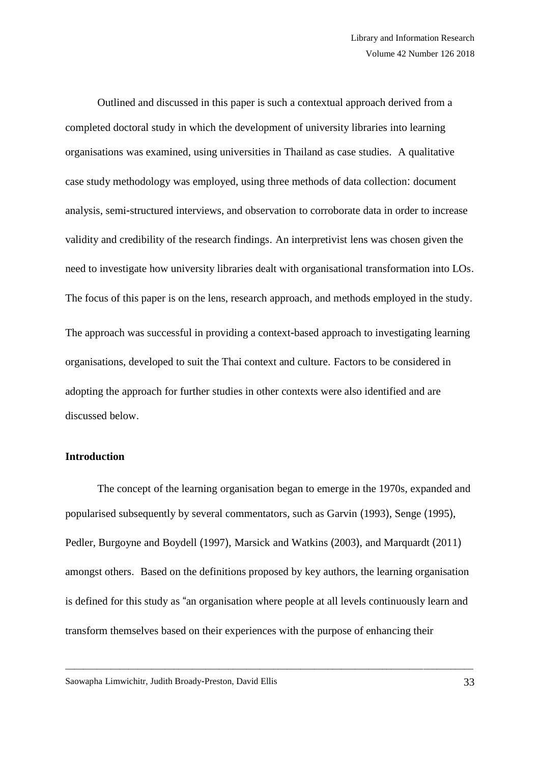Outlined and discussed in this paper is such a contextual approach derived from a completed doctoral study in which the development of university libraries into learning organisations was examined, using universities in Thailand as case studies. A qualitative case study methodology was employed, using three methods of data collection: document analysis, semi-structured interviews, and observation to corroborate data in order to increase validity and credibility of the research findings. An interpretivist lens was chosen given the need to investigate how university libraries dealt with organisational transformation into LOs. The focus of this paper is on the lens, research approach, and methods employed in the study. The approach was successful in providing a context-based approach to investigating learning organisations, developed to suit the Thai context and culture. Factors to be considered in adopting the approach for further studies in other contexts were also identified and are discussed below.

**Introduction**

The concept of the learning organisation began to emerge in the 1970s, expanded and popularised subsequently by several commentators, such as Garvin (1993), Senge (1995), Pedler, Burgoyne and Boydell (1997), Marsick and Watkins (2003), and Marquardt (2011) amongst others. Based on the definitions proposed by key authors, the learning organisation is defined for this study as "an organisation where people at all levels continuously learn and transform themselves based on their experiences with the purpose of enhancing their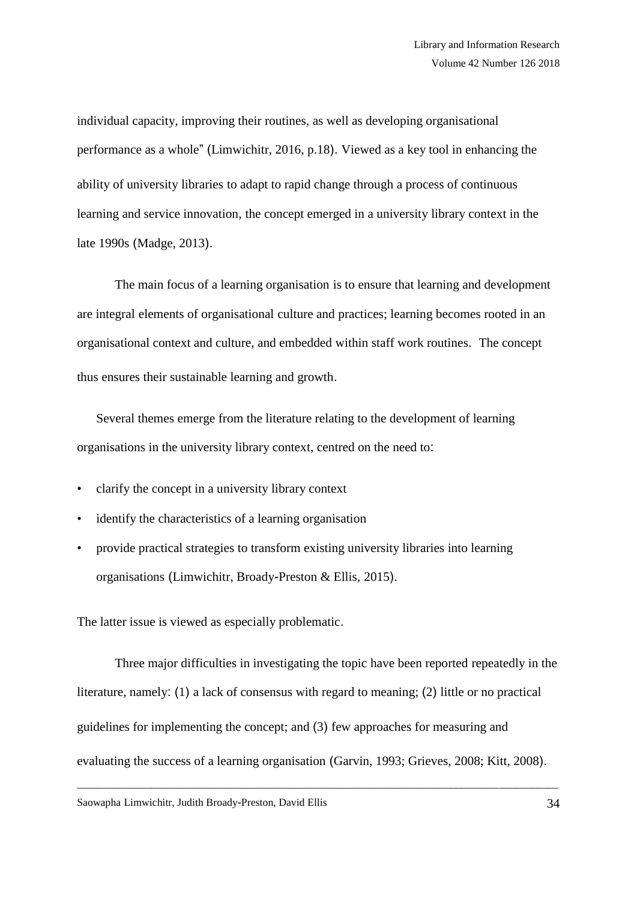individual capacity, improving their routines, as well as developing organisational performance as a whole" (Limwichitr, 2016, p.18). Viewed as a key tool in enhancing the ability of university libraries to adapt to rapid change through a process of continuous learning and service innovation, the concept emerged in a university library context in the late 1990s (Madge, 2013).

The main focus of a learning organisation is to ensure that learning and development are integral elements of organisational culture and practices; learning becomes rooted in an organisational context and culture, and embedded within staff work routines. The concept thus ensures their sustainable learning and growth.

Several themes emerge from the literature relating to the development of learning organisations in the university library context, centred on the need to:

- clarify the concept in a university library context
- identify the characteristics of a learning organisation
- provide practical strategies to transform existing university libraries into learning organisations (Limwichitr, Broady-Preston & Ellis, 2015).

The latter issue is viewed as especially problematic.

Three major difficulties in investigating the topic have been reported repeatedly in the literature, namely: (1) a lack of consensus with regard to meaning; (2) little or no practical guidelines for implementing the concept; and (3) few approaches for measuring and evaluating the success of a learning organisation (Garvin, 1993; Grieves, 2008; Kitt, 2008).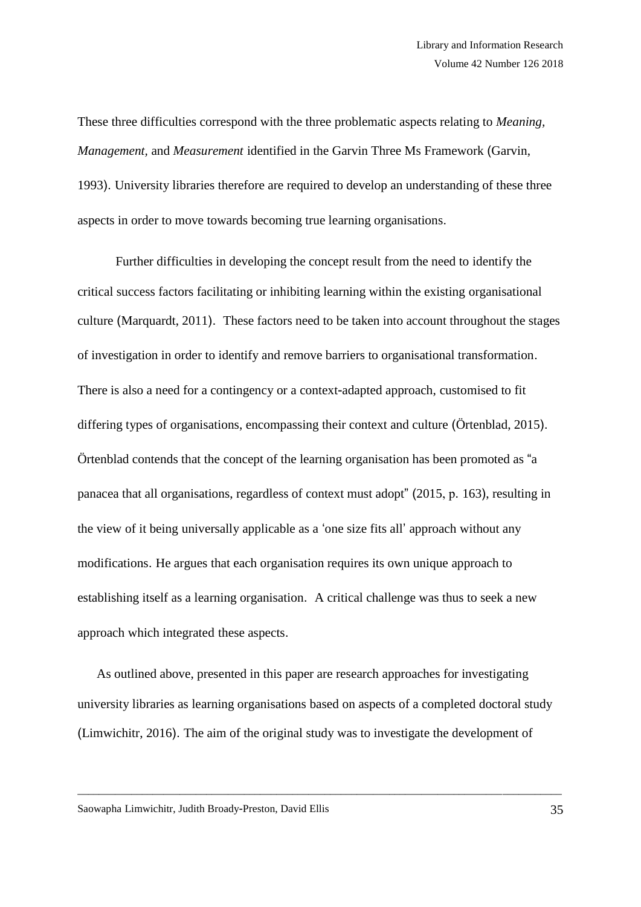These three difficulties correspond with the three problematic aspects relating to *Meaning*, *Management*, and *Measurement* identified in the Garvin Three Ms Framework (Garvin, 1993). University libraries therefore are required to develop an understanding of these three aspects in order to move towards becoming true learning organisations.

Further difficulties in developing the concept result from the need to identify the critical success factors facilitating or inhibiting learning within the existing organisational culture (Marquardt, 2011). These factors need to be taken into account throughout the stages of investigation in order to identify and remove barriers to organisational transformation. There is also a need for a contingency or a context-adapted approach, customised to fit differing types of organisations, encompassing their context and culture (Örtenblad, 2015). Örtenblad contends that the concept of the learning organisation has been promoted as "a panacea that all organisations, regardless of context must adopt" (2015, p. 163), resulting in the view of it being universally applicable as a 'one size fits all' approach without any modifications. He argues that each organisation requires its own unique approach to establishing itself as a learning organisation. A critical challenge was thus to seek a new approach which integrated these aspects.

As outlined above, presented in this paper are research approaches for investigating university libraries as learning organisations based on aspects of a completed doctoral study (Limwichitr, 2016). The aim of the original study was to investigate the development of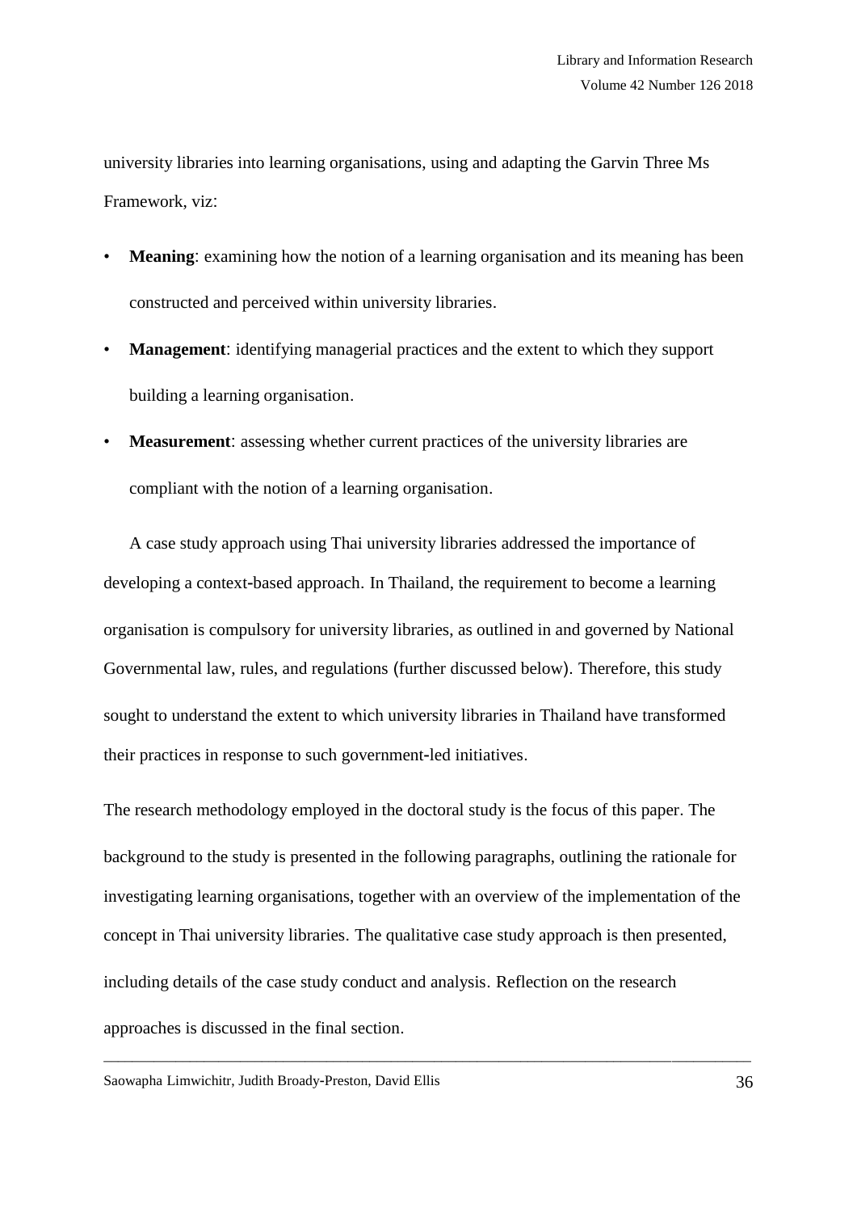university libraries into learning organisations, using and adapting the Garvin Three Ms Framework, viz:

- **Meaning**: examining how the notion of a learning organisation and its meaning has been constructed and perceived within university libraries.
- **Management**: identifying managerial practices and the extent to which they support building a learning organisation.
- **Measurement**: assessing whether current practices of the university libraries are compliant with the notion of a learning organisation.

A case study approach using Thai university libraries addressed the importance of developing a context-based approach. In Thailand, the requirement to become a learning organisation is compulsory for university libraries, as outlined in and governed by National Governmental law, rules, and regulations (further discussed below). Therefore, this study sought to understand the extent to which university libraries in Thailand have transformed their practices in response to such government-led initiatives.

The research methodology employed in the doctoral study is the focus of this paper. The background to the study is presented in the following paragraphs, outlining the rationale for investigating learning organisations, together with an overview of the implementation of the concept in Thai university libraries. The qualitative case study approach is then presented, including details of the case study conduct and analysis. Reflection on the research approaches is discussed in the final section.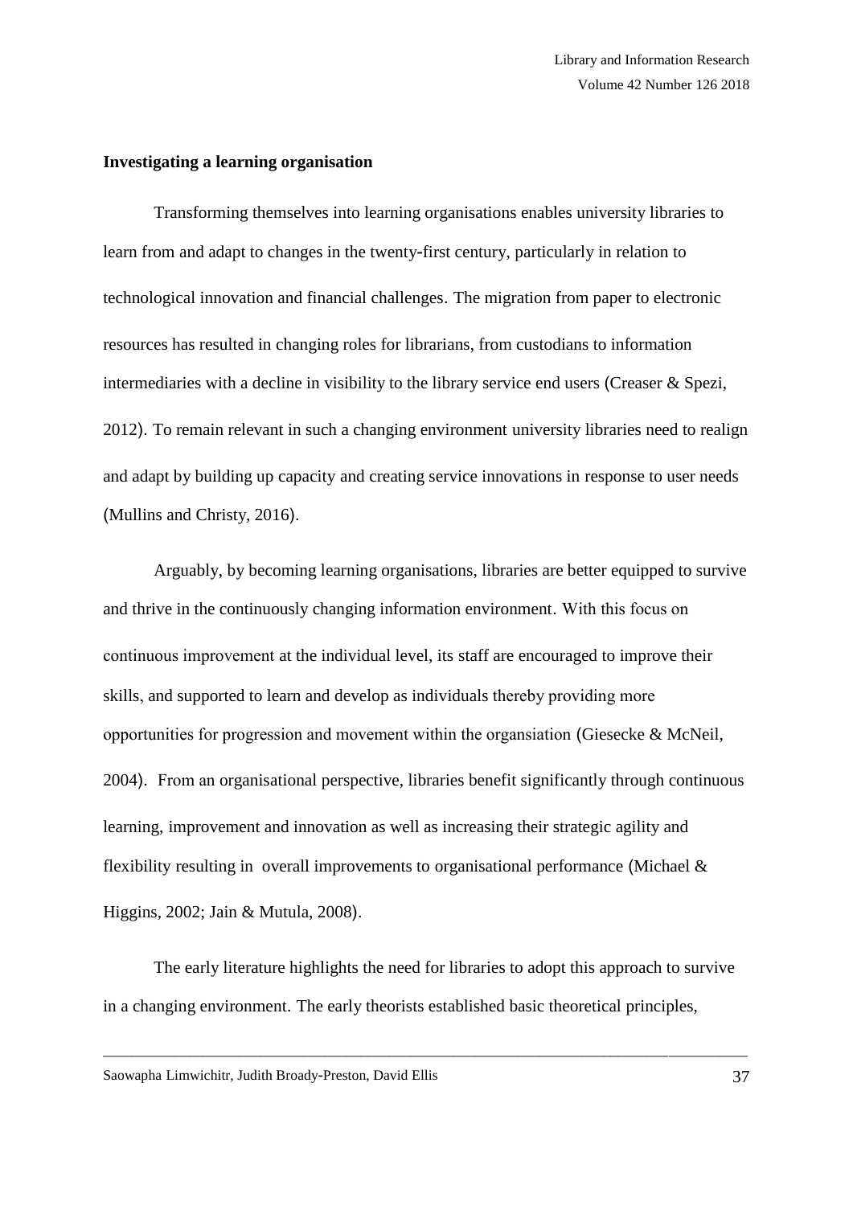**Investigating a learning organisation**

Transforming themselves into learning organisations enables university libraries to learn from and adapt to changes in the twenty-first century, particularly in relation to technological innovation and financial challenges. The migration from paper to electronic resources has resulted in changing roles for librarians, from custodians to information intermediaries with a decline in visibility to the library service end users (Creaser & Spezi, 2012). To remain relevant in such a changing environment university libraries need to realign and adapt by building up capacity and creating service innovations in response to user needs (Mullins and Christy, 2016).

Arguably, by becoming learning organisations, libraries are better equipped to survive and thrive in the continuously changing information environment. With this focus on continuous improvement at the individual level, its staff are encouraged to improve their skills, and supported to learn and develop as individuals thereby providing more opportunities for progression and movement within the organsiation (Giesecke & McNeil, 2004). From an organisational perspective, libraries benefit significantly through continuous learning, improvement and innovation as well as increasing their strategic agility and flexibility resulting in overall improvements to organisational performance (Michael & Higgins, 2002; Jain & Mutula, 2008).

The early literature highlights the need for libraries to adopt this approach to survive in a changing environment. The early theorists established basic theoretical principles,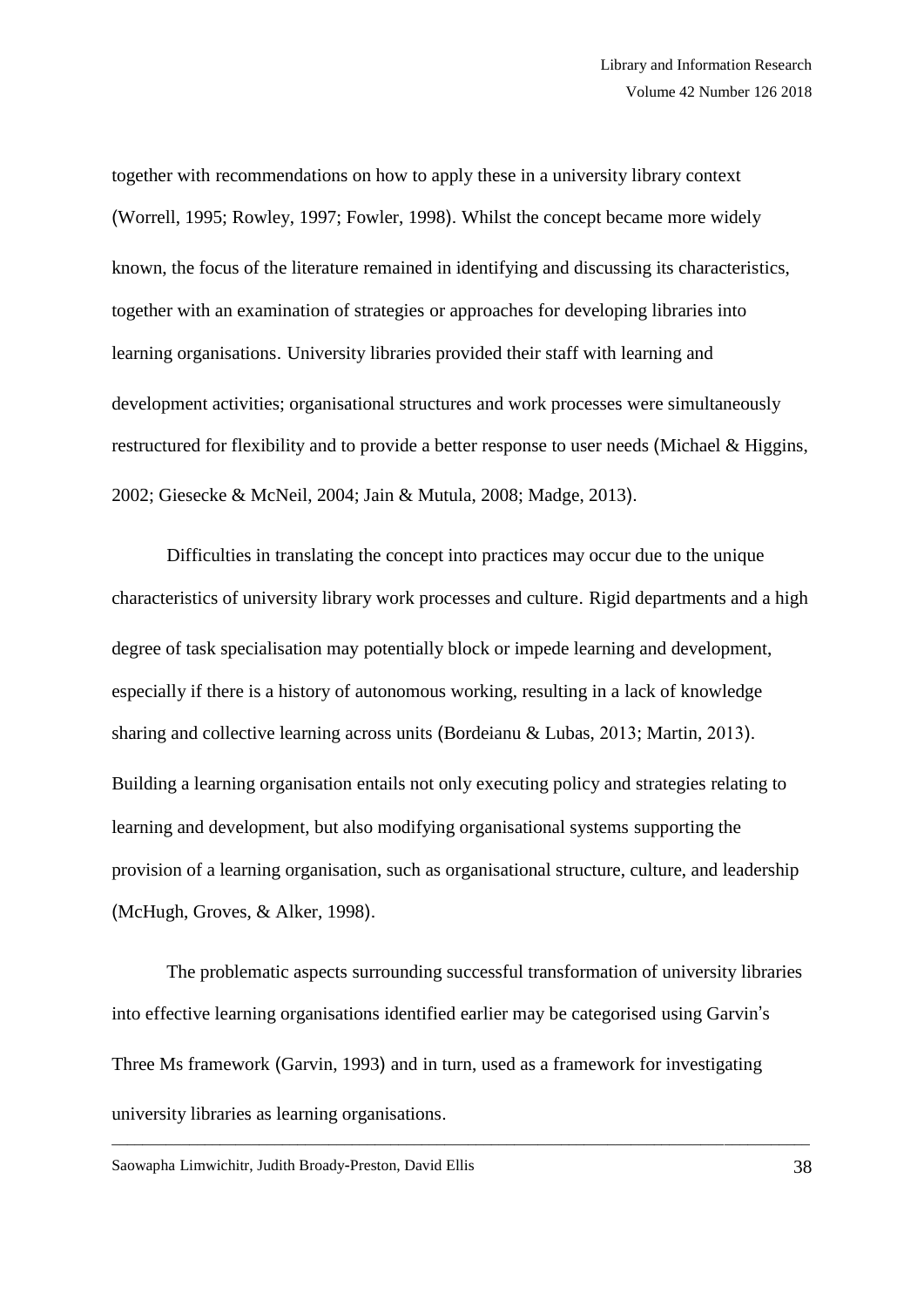together with recommendations on how to apply these in a university library context (Worrell, 1995; Rowley, 1997; Fowler, 1998). Whilst the concept became more widely known, the focus of the literature remained in identifying and discussing its characteristics, together with an examination of strategies or approaches for developing libraries into learning organisations. University libraries provided their staff with learning and development activities; organisational structures and work processes were simultaneously restructured for flexibility and to provide a better response to user needs (Michael & Higgins, 2002; Giesecke & McNeil, 2004; Jain & Mutula, 2008; Madge, 2013).

Difficulties in translating the concept into practices may occur due to the unique characteristics of university library work processes and culture. Rigid departments and a high degree of task specialisation may potentially block or impede learning and development, especially if there is a history of autonomous working, resulting in a lack of knowledge sharing and collective learning across units (Bordeianu & Lubas, 2013; Martin, 2013). Building a learning organisation entails not only executing policy and strategies relating to learning and development, but also modifying organisational systems supporting the provision of a learning organisation, such as organisational structure, culture, and leadership (McHugh, Groves, & Alker, 1998).

The problematic aspects surrounding successful transformation of university libraries into effective learning organisations identified earlier may be categorised using Garvin's Three Ms framework (Garvin, 1993) and in turn, used as a framework for investigating university libraries as learning organisations.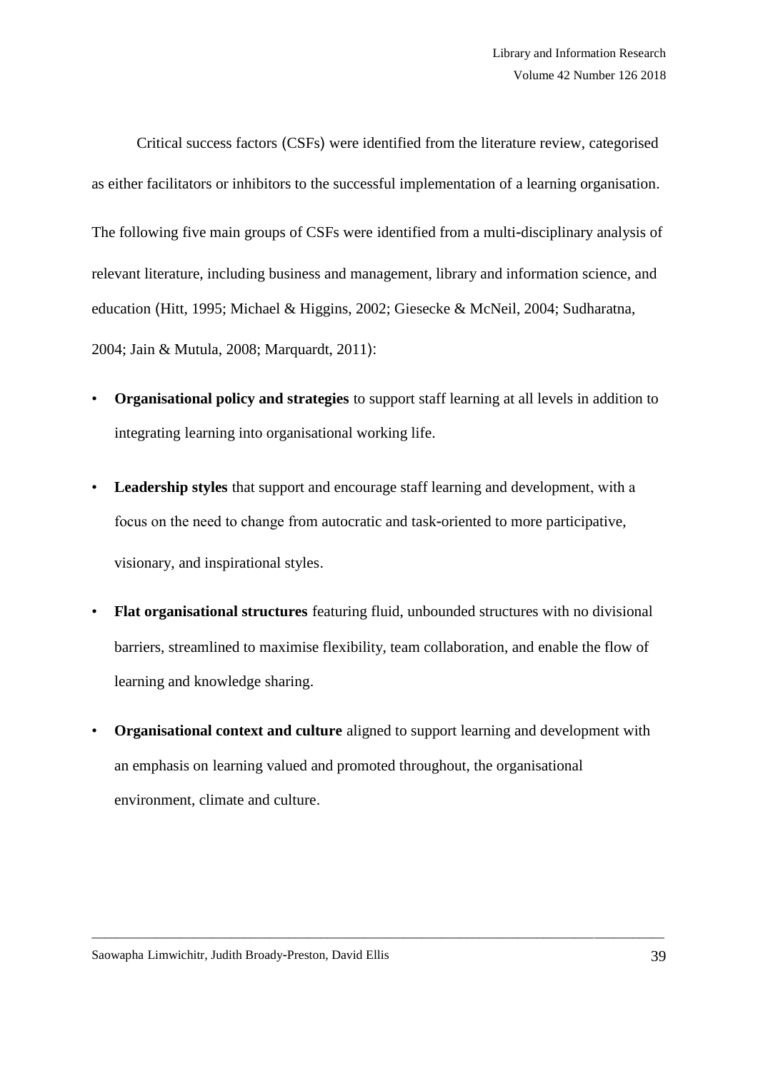Critical success factors (CSFs) were identified from the literature review, categorised as either facilitators or inhibitors to the successful implementation of a learning organisation. The following five main groups of CSFs were identified from a multi-disciplinary analysis of relevant literature, including business and management, library and information science, and education (Hitt, 1995; Michael & Higgins, 2002; Giesecke & McNeil, 2004; Sudharatna, 2004; Jain & Mutula, 2008; Marquardt, 2011):

- **Organisational policy and strategies** to support staff learning at all levels in addition to integrating learning into organisational working life.
- **Leadership styles** that support and encourage staff learning and development, with a focus on the need to change from autocratic and task-oriented to more participative, visionary, and inspirational styles.
- **Flat organisational structures** featuring fluid, unbounded structures with no divisional barriers, streamlined to maximise flexibility, team collaboration, and enable the flow of learning and knowledge sharing.
- **Organisational context and culture** aligned to support learning and development with an emphasis on learning valued and promoted throughout, the organisational environment, climate and culture.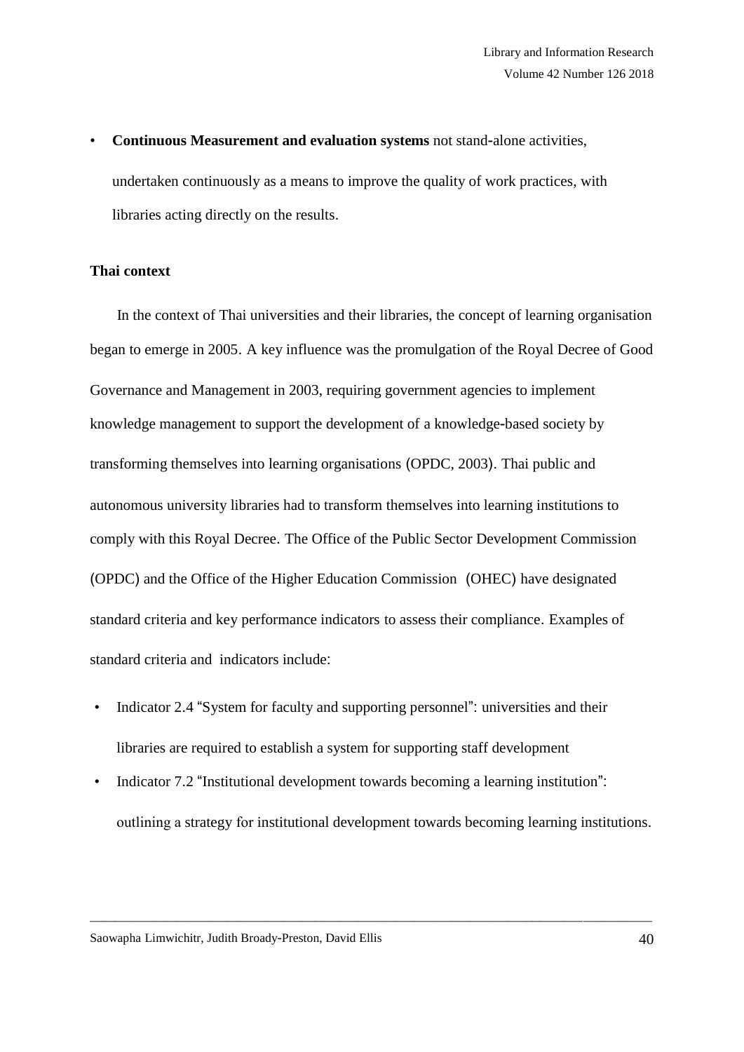- **Continuous Measurement and evaluation systems** not stand-alone activities, undertaken continuously as a means to improve the quality of work practices, with libraries acting directly on the results.

**Thai context**

In the context of Thai universities and their libraries, the concept of learning organisation began to emerge in 2005. A key influence was the promulgation of the Royal Decree of Good Governance and Management in 2003, requiring government agencies to implement knowledge management to support the development of a knowledge-based society by transforming themselves into learning organisations (OPDC, 2003). Thai public and autonomous university libraries had to transform themselves into learning institutions to comply with this Royal Decree. The Office of the Public Sector Development Commission (OPDC) and the Office of the Higher Education Commission (OHEC) have designated standard criteria and key performance indicators to assess their compliance. Examples of standard criteria and indicators include:

- Indicator 2.4 "System for faculty and supporting personnel": universities and their libraries are required to establish a system for supporting staff development
- Indicator 7.2 "Institutional development towards becoming a learning institution": outlining a strategy for institutional development towards becoming learning institutions.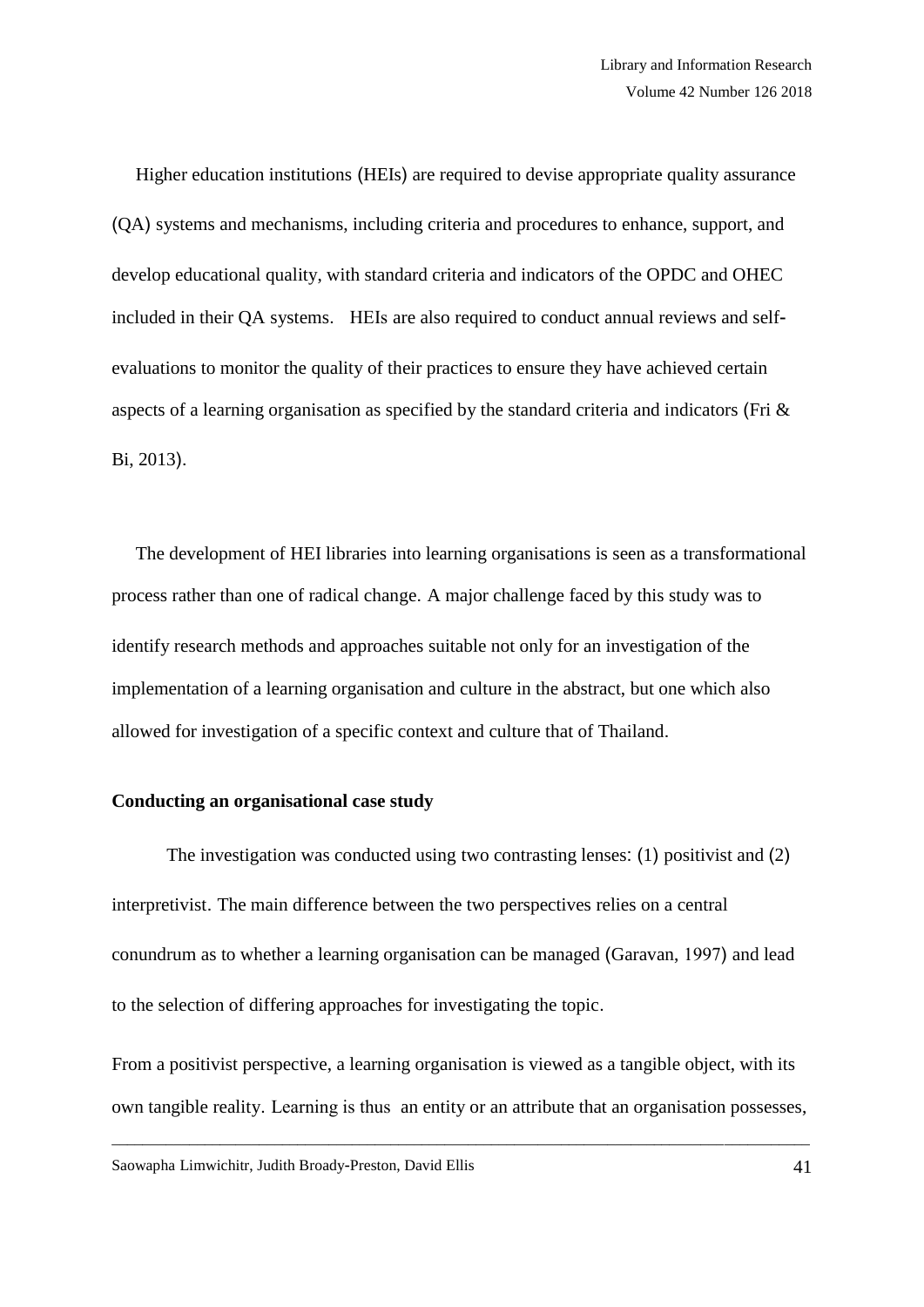Higher education institutions (HEIs) are required to devise appropriate quality assurance (QA) systems and mechanisms, including criteria and procedures to enhance, support, and develop educational quality, with standard criteria and indicators of the OPDC and OHEC included in their QA systems. HEIs are also required to conduct annual reviews and self-evaluations to monitor the quality of their practices to ensure they have achieved certain aspects of a learning organisation as specified by the standard criteria and indicators (Fri & Bi, 2013).

The development of HEI libraries into learning organisations is seen as a transformational process rather than one of radical change. A major challenge faced by this study was to identify research methods and approaches suitable not only for an investigation of the implementation of a learning organisation and culture in the abstract, but one which also allowed for investigation of a specific context and culture that of Thailand.

**Conducting an organisational case study**

The investigation was conducted using two contrasting lenses: (1) positivist and (2) interpretivist. The main difference between the two perspectives relies on a central conundrum as to whether a learning organisation can be managed (Garavan, 1997) and lead to the selection of differing approaches for investigating the topic.

From a positivist perspective, a learning organisation is viewed as a tangible object, with its own tangible reality. Learning is thus an entity or an attribute that an organisation possesses,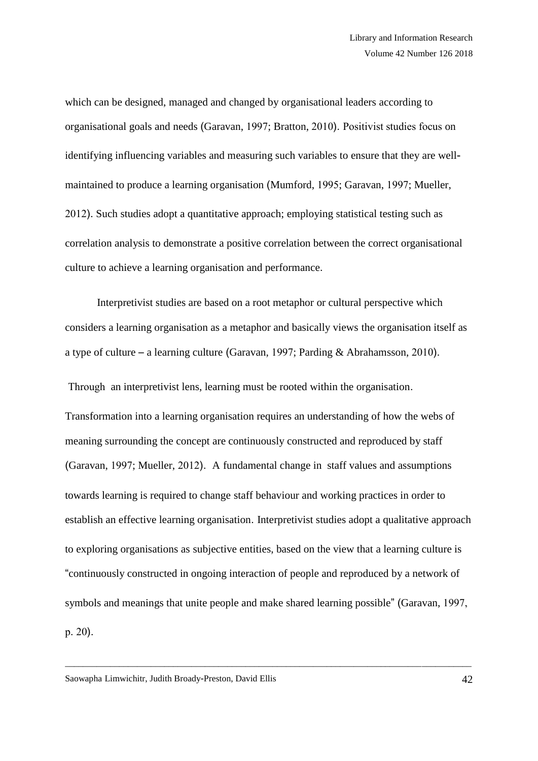which can be designed, managed and changed by organisational leaders according to organisational goals and needs (Garavan, 1997; Bratton, 2010). Positivist studies focus on identifying influencing variables and measuring such variables to ensure that they are well-maintained to produce a learning organisation (Mumford, 1995; Garavan, 1997; Mueller, 2012). Such studies adopt a quantitative approach; employing statistical testing such as correlation analysis to demonstrate a positive correlation between the correct organisational culture to achieve a learning organisation and performance.

Interpretivist studies are based on a root metaphor or cultural perspective which considers a learning organisation as a metaphor and basically views the organisation itself as a type of culture – a learning culture (Garavan, 1997; Parding & Abrahamsson, 2010).

Through an interpretivist lens, learning must be rooted within the organisation. Transformation into a learning organisation requires an understanding of how the webs of meaning surrounding the concept are continuously constructed and reproduced by staff (Garavan, 1997; Mueller, 2012). A fundamental change in staff values and assumptions towards learning is required to change staff behaviour and working practices in order to establish an effective learning organisation. Interpretivist studies adopt a qualitative approach to exploring organisations as subjective entities, based on the view that a learning culture is "continuously constructed in ongoing interaction of people and reproduced by a network of symbols and meanings that unite people and make shared learning possible" (Garavan, 1997, p. 20).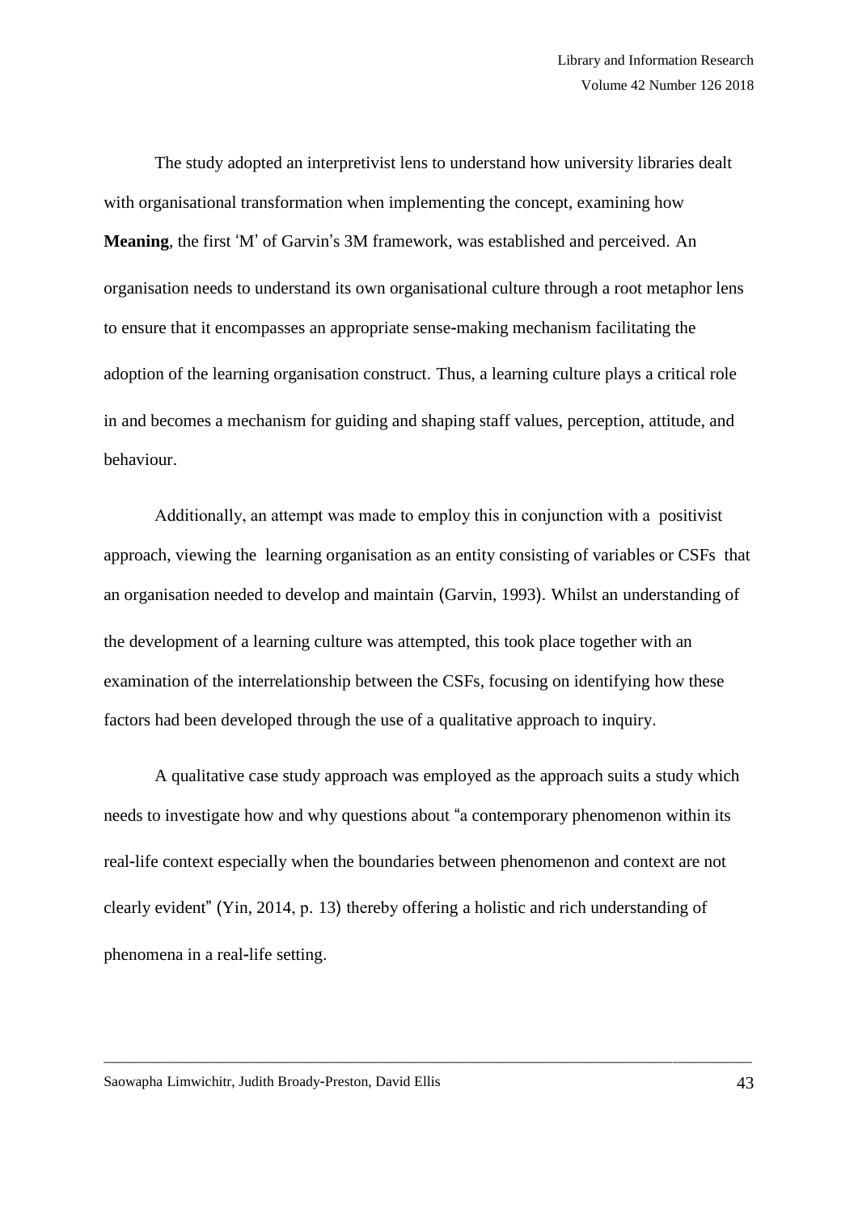The study adopted an interpretivist lens to understand how university libraries dealt with organisational transformation when implementing the concept, examining how **Meaning**, the first 'M' of Garvin's 3M framework, was established and perceived. An organisation needs to understand its own organisational culture through a root metaphor lens to ensure that it encompasses an appropriate sense-making mechanism facilitating the adoption of the learning organisation construct. Thus, a learning culture plays a critical role in and becomes a mechanism for guiding and shaping staff values, perception, attitude, and behaviour.

Additionally, an attempt was made to employ this in conjunction with a positivist approach, viewing the learning organisation as an entity consisting of variables or CSFs that an organisation needed to develop and maintain (Garvin, 1993). Whilst an understanding of the development of a learning culture was attempted, this took place together with an examination of the interrelationship between the CSFs, focusing on identifying how these factors had been developed through the use of a qualitative approach to inquiry.

A qualitative case study approach was employed as the approach suits a study which needs to investigate how and why questions about "a contemporary phenomenon within its real-life context especially when the boundaries between phenomenon and context are not clearly evident" (Yin, 2014, p. 13) thereby offering a holistic and rich understanding of phenomena in a real-life setting.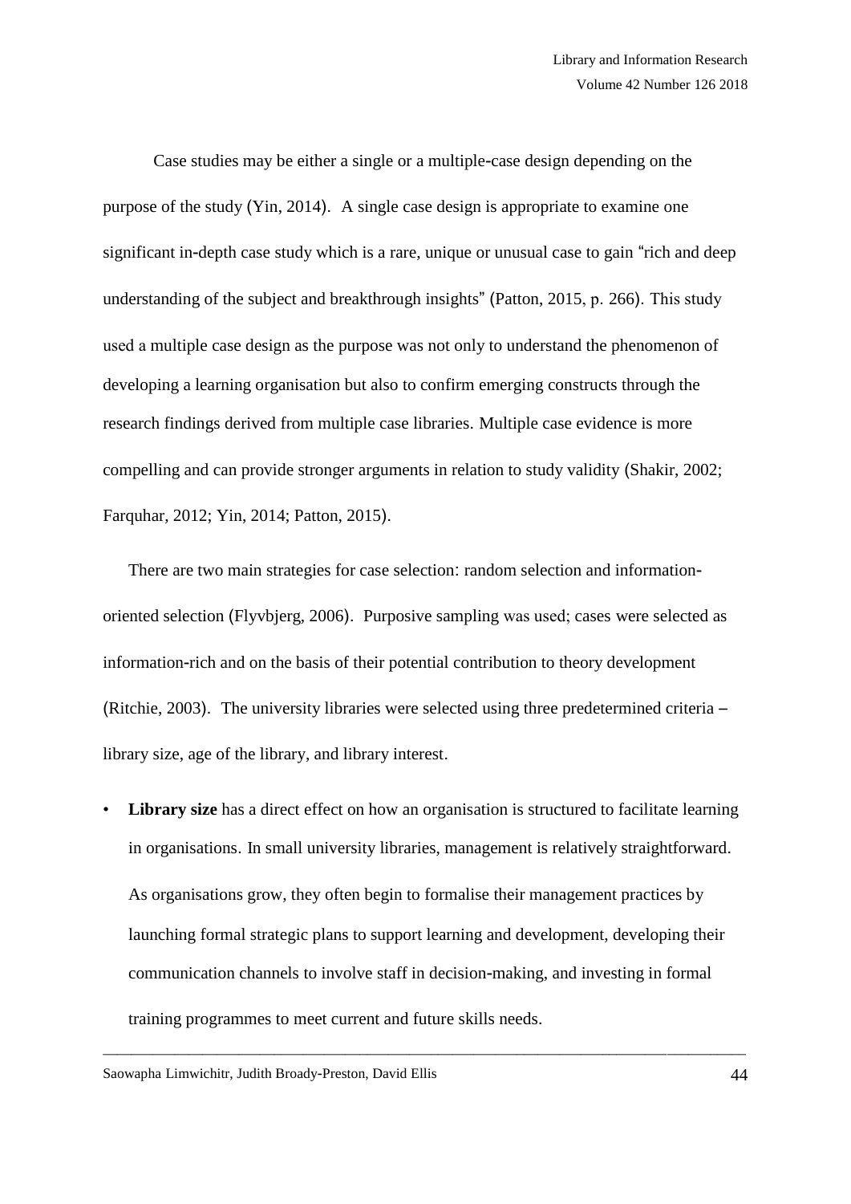Case studies may be either a single or a multiple-case design depending on the purpose of the study (Yin, 2014). A single case design is appropriate to examine one significant in-depth case study which is a rare, unique or unusual case to gain "rich and deep understanding of the subject and breakthrough insights" (Patton, 2015, p. 266). This study used a multiple case design as the purpose was not only to understand the phenomenon of developing a learning organisation but also to confirm emerging constructs through the research findings derived from multiple case libraries. Multiple case evidence is more compelling and can provide stronger arguments in relation to study validity (Shakir, 2002; Farquhar, 2012; Yin, 2014; Patton, 2015).

There are two main strategies for case selection: random selection and information-oriented selection (Flyvbjerg, 2006). Purposive sampling was used; cases were selected as information-rich and on the basis of their potential contribution to theory development (Ritchie, 2003). The university libraries were selected using three predetermined criteria – library size, age of the library, and library interest.

- **Library size** has a direct effect on how an organisation is structured to facilitate learning in organisations. In small university libraries, management is relatively straightforward. As organisations grow, they often begin to formalise their management practices by launching formal strategic plans to support learning and development, developing their communication channels to involve staff in decision-making, and investing in formal training programmes to meet current and future skills needs.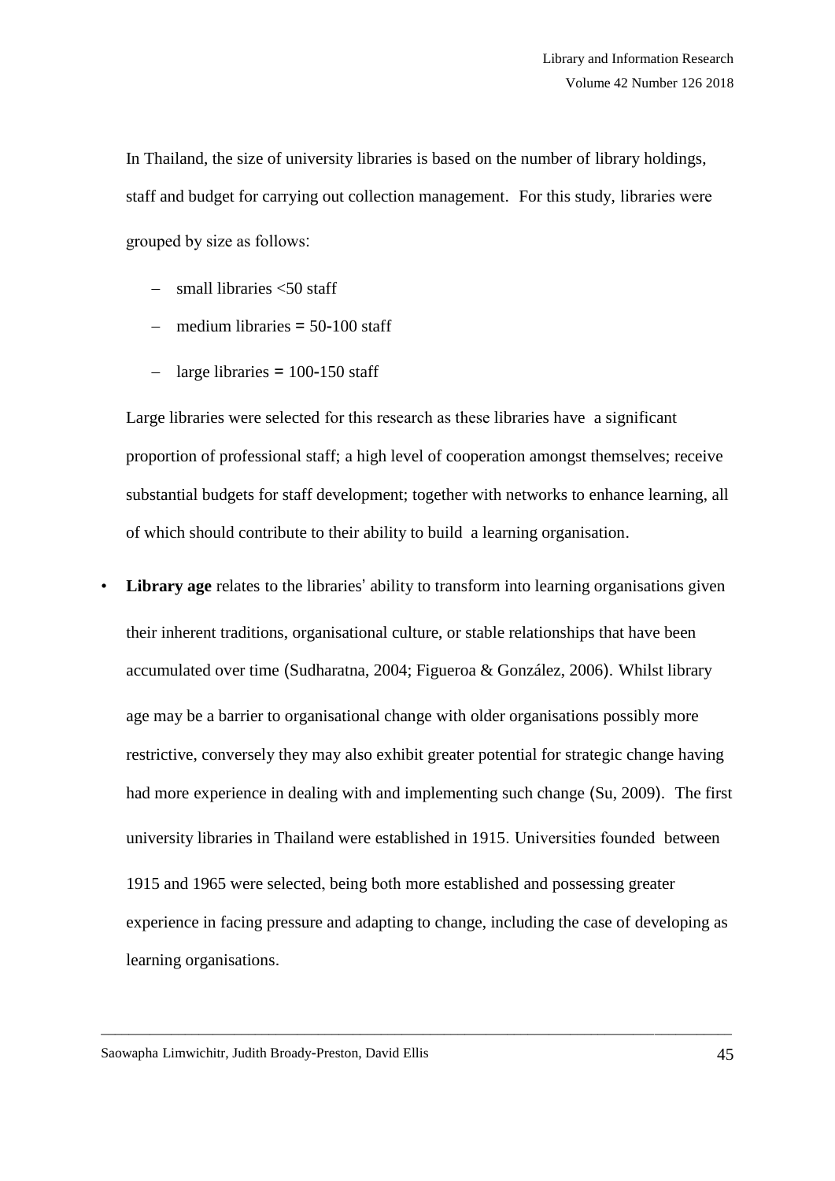In Thailand, the size of university libraries is based on the number of library holdings, staff and budget for carrying out collection management. For this study, libraries were grouped by size as follows:

- small libraries <50 staff
- medium libraries = 50-100 staff
- large libraries = 100-150 staff

Large libraries were selected for this research as these libraries have a significant proportion of professional staff; a high level of cooperation amongst themselves; receive substantial budgets for staff development; together with networks to enhance learning, all of which should contribute to their ability to build a learning organisation.

- **Library age** relates to the libraries' ability to transform into learning organisations given their inherent traditions, organisational culture, or stable relationships that have been accumulated over time (Sudharatna, 2004; Figueroa & González, 2006). Whilst library age may be a barrier to organisational change with older organisations possibly more restrictive, conversely they may also exhibit greater potential for strategic change having had more experience in dealing with and implementing such change (Su, 2009). The first university libraries in Thailand were established in 1915. Universities founded between 1915 and 1965 were selected, being both more established and possessing greater experience in facing pressure and adapting to change, including the case of developing as learning organisations.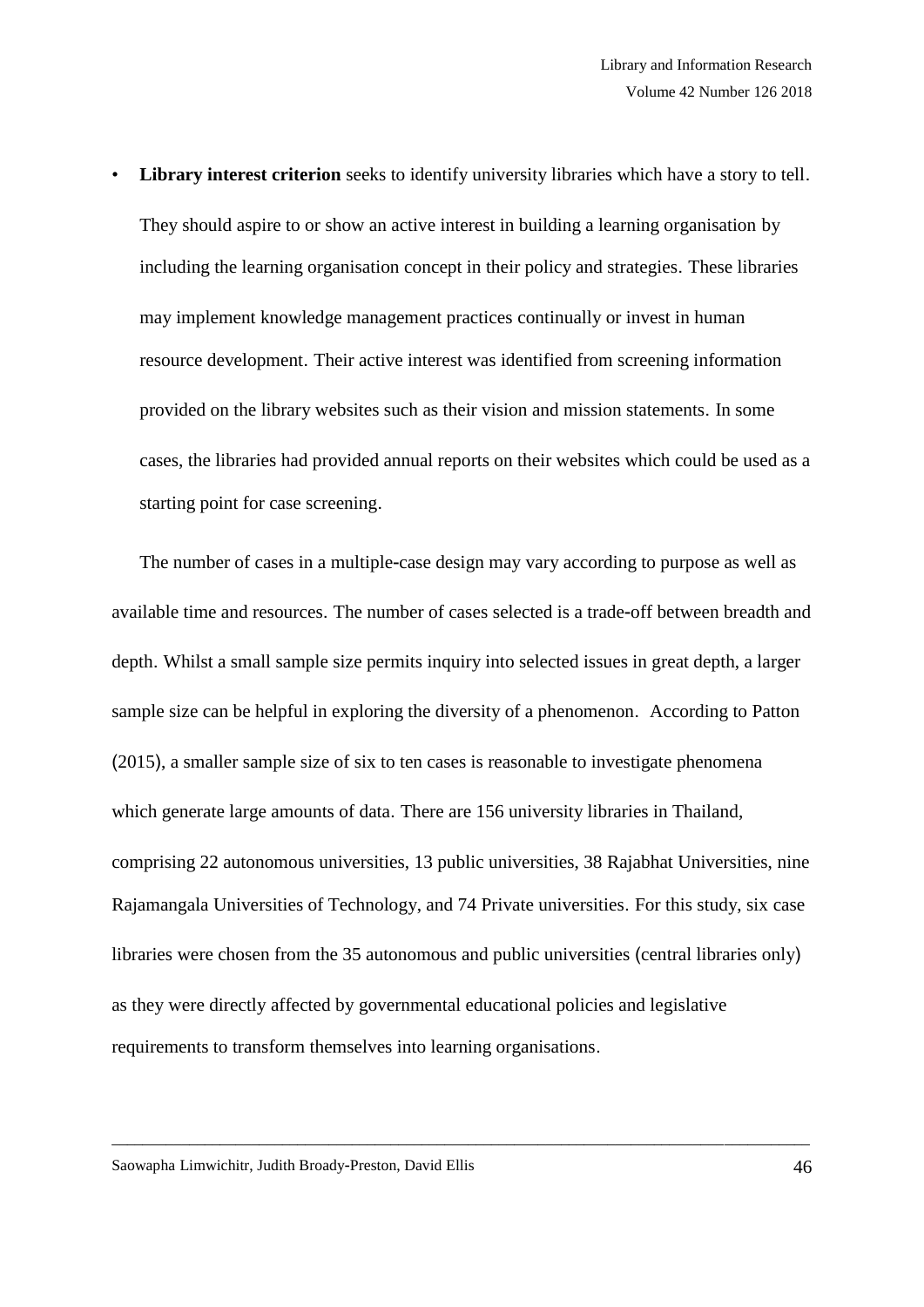- **Library interest criterion** seeks to identify university libraries which have a story to tell. They should aspire to or show an active interest in building a learning organisation by including the learning organisation concept in their policy and strategies. These libraries may implement knowledge management practices continually or invest in human resource development. Their active interest was identified from screening information provided on the library websites such as their vision and mission statements. In some cases, the libraries had provided annual reports on their websites which could be used as a starting point for case screening.

The number of cases in a multiple-case design may vary according to purpose as well as available time and resources. The number of cases selected is a trade-off between breadth and depth. Whilst a small sample size permits inquiry into selected issues in great depth, a larger sample size can be helpful in exploring the diversity of a phenomenon. According to Patton (2015), a smaller sample size of six to ten cases is reasonable to investigate phenomena which generate large amounts of data. There are 156 university libraries in Thailand, comprising 22 autonomous universities, 13 public universities, 38 Rajabhat Universities, nine Rajamangala Universities of Technology, and 74 Private universities. For this study, six case libraries were chosen from the 35 autonomous and public universities (central libraries only) as they were directly affected by governmental educational policies and legislative requirements to transform themselves into learning organisations.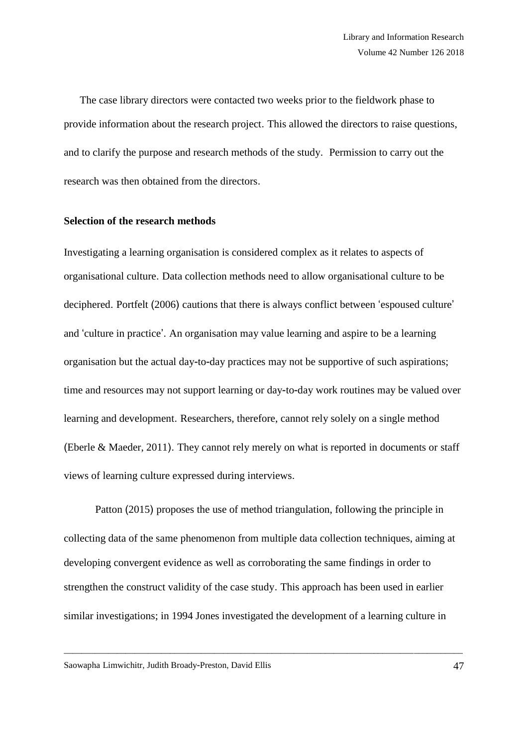The case library directors were contacted two weeks prior to the fieldwork phase to provide information about the research project. This allowed the directors to raise questions, and to clarify the purpose and research methods of the study. Permission to carry out the research was then obtained from the directors.

**Selection of the research methods**

Investigating a learning organisation is considered complex as it relates to aspects of organisational culture. Data collection methods need to allow organisational culture to be deciphered. Portfelt (2006) cautions that there is always conflict between 'espoused culture' and 'culture in practice'. An organisation may value learning and aspire to be a learning organisation but the actual day-to-day practices may not be supportive of such aspirations; time and resources may not support learning or day-to-day work routines may be valued over learning and development. Researchers, therefore, cannot rely solely on a single method (Eberle & Maeder, 2011). They cannot rely merely on what is reported in documents or staff views of learning culture expressed during interviews.

Patton (2015) proposes the use of method triangulation, following the principle in collecting data of the same phenomenon from multiple data collection techniques, aiming at developing convergent evidence as well as corroborating the same findings in order to strengthen the construct validity of the case study. This approach has been used in earlier similar investigations; in 1994 Jones investigated the development of a learning culture in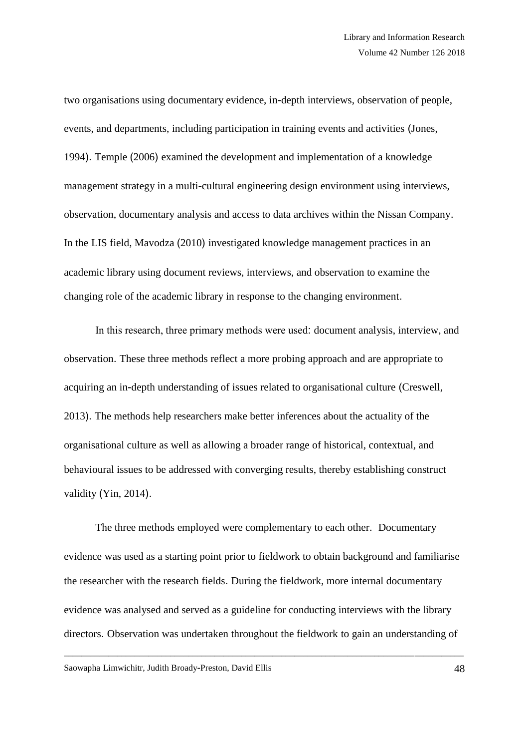two organisations using documentary evidence, in-depth interviews, observation of people, events, and departments, including participation in training events and activities (Jones, 1994). Temple (2006) examined the development and implementation of a knowledge management strategy in a multi-cultural engineering design environment using interviews, observation, documentary analysis and access to data archives within the Nissan Company. In the LIS field, Mavodza (2010) investigated knowledge management practices in an academic library using document reviews, interviews, and observation to examine the changing role of the academic library in response to the changing environment.

In this research, three primary methods were used: document analysis, interview, and observation. These three methods reflect a more probing approach and are appropriate to acquiring an in-depth understanding of issues related to organisational culture (Creswell, 2013). The methods help researchers make better inferences about the actuality of the organisational culture as well as allowing a broader range of historical, contextual, and behavioural issues to be addressed with converging results, thereby establishing construct validity (Yin, 2014).

The three methods employed were complementary to each other. Documentary evidence was used as a starting point prior to fieldwork to obtain background and familiarise the researcher with the research fields. During the fieldwork, more internal documentary evidence was analysed and served as a guideline for conducting interviews with the library directors. Observation was undertaken throughout the fieldwork to gain an understanding of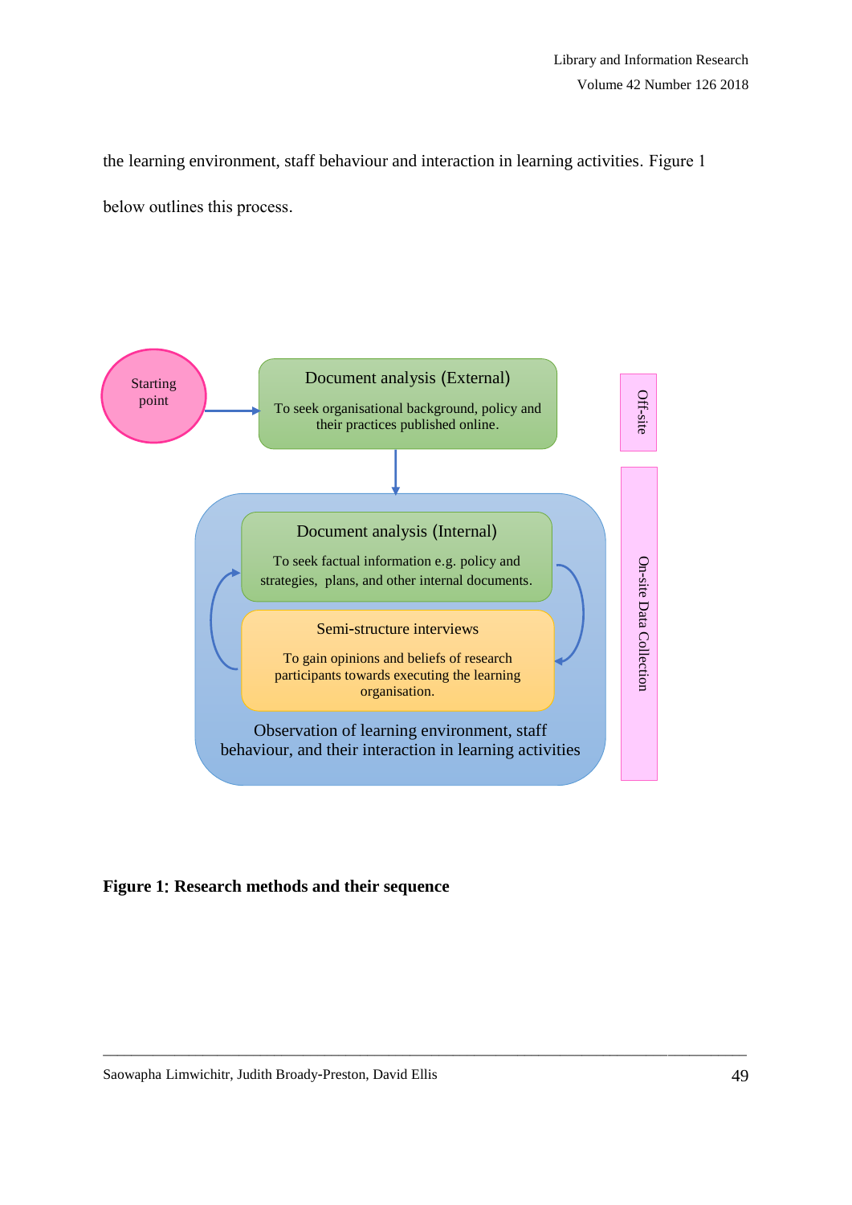the learning environment, staff behaviour and interaction in learning activities. Figure 1 below outlines this process.

Starting point

Document analysis (External)

To seek organisational background, policy and their practices published online.

Off-site

Document analysis (Internal)

To seek factual information e.g. policy and strategies, plans, and other internal documents.

Semi-structure interviews

To gain opinions and beliefs of research participants towards executing the learning organisation.

Observation of learning environment, staff behaviour, and their interaction in learning activities

On-site Data Collection

**Figure 1: Research methods and their sequence**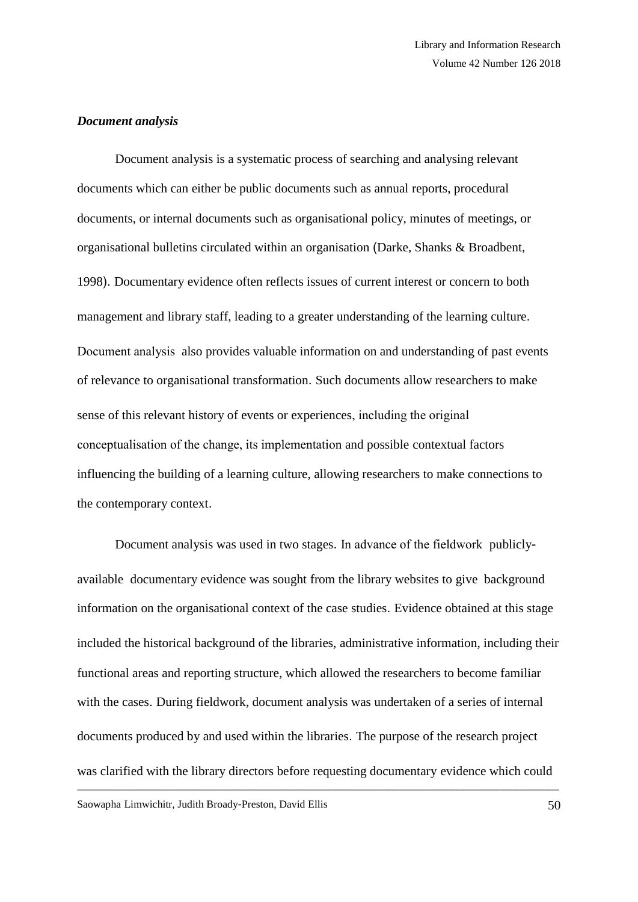### *Document analysis*

Document analysis is a systematic process of searching and analysing relevant documents which can either be public documents such as annual reports, procedural documents, or internal documents such as organisational policy, minutes of meetings, or organisational bulletins circulated within an organisation (Darke, Shanks & Broadbent, 1998). Documentary evidence often reflects issues of current interest or concern to both management and library staff, leading to a greater understanding of the learning culture. Document analysis also provides valuable information on and understanding of past events of relevance to organisational transformation. Such documents allow researchers to make sense of this relevant history of events or experiences, including the original conceptualisation of the change, its implementation and possible contextual factors influencing the building of a learning culture, allowing researchers to make connections to the contemporary context.

Document analysis was used in two stages. In advance of the fieldwork publicly-available documentary evidence was sought from the library websites to give background information on the organisational context of the case studies. Evidence obtained at this stage included the historical background of the libraries, administrative information, including their functional areas and reporting structure, which allowed the researchers to become familiar with the cases. During fieldwork, document analysis was undertaken of a series of internal documents produced by and used within the libraries. The purpose of the research project was clarified with the library directors before requesting documentary evidence which could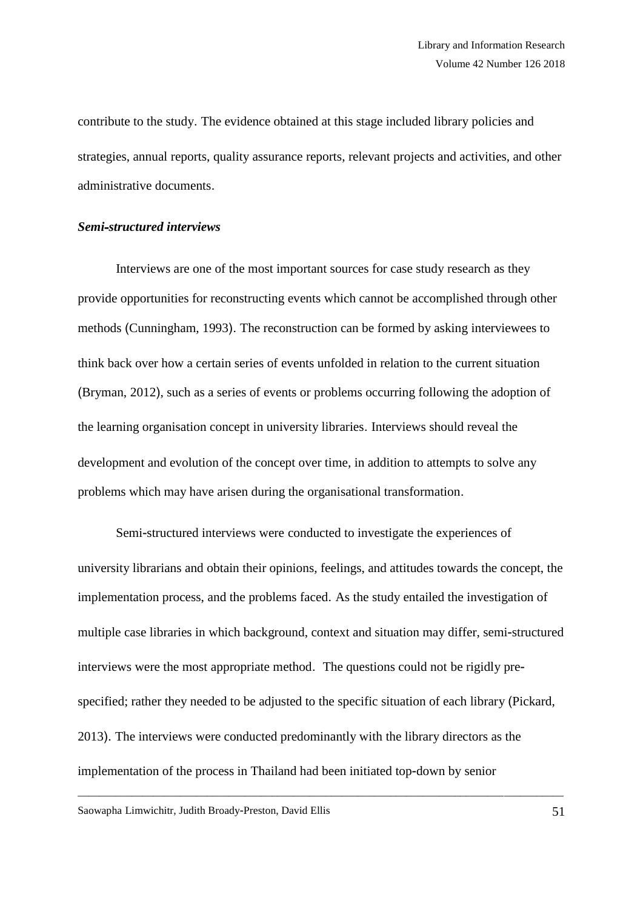contribute to the study. The evidence obtained at this stage included library policies and strategies, annual reports, quality assurance reports, relevant projects and activities, and other administrative documents.

### *Semi-structured interviews*

Interviews are one of the most important sources for case study research as they provide opportunities for reconstructing events which cannot be accomplished through other methods (Cunningham, 1993). The reconstruction can be formed by asking interviewees to think back over how a certain series of events unfolded in relation to the current situation (Bryman, 2012), such as a series of events or problems occurring following the adoption of the learning organisation concept in university libraries. Interviews should reveal the development and evolution of the concept over time, in addition to attempts to solve any problems which may have arisen during the organisational transformation.

Semi-structured interviews were conducted to investigate the experiences of university librarians and obtain their opinions, feelings, and attitudes towards the concept, the implementation process, and the problems faced. As the study entailed the investigation of multiple case libraries in which background, context and situation may differ, semi-structured interviews were the most appropriate method. The questions could not be rigidly pre-specified; rather they needed to be adjusted to the specific situation of each library (Pickard, 2013). The interviews were conducted predominantly with the library directors as the implementation of the process in Thailand had been initiated top-down by senior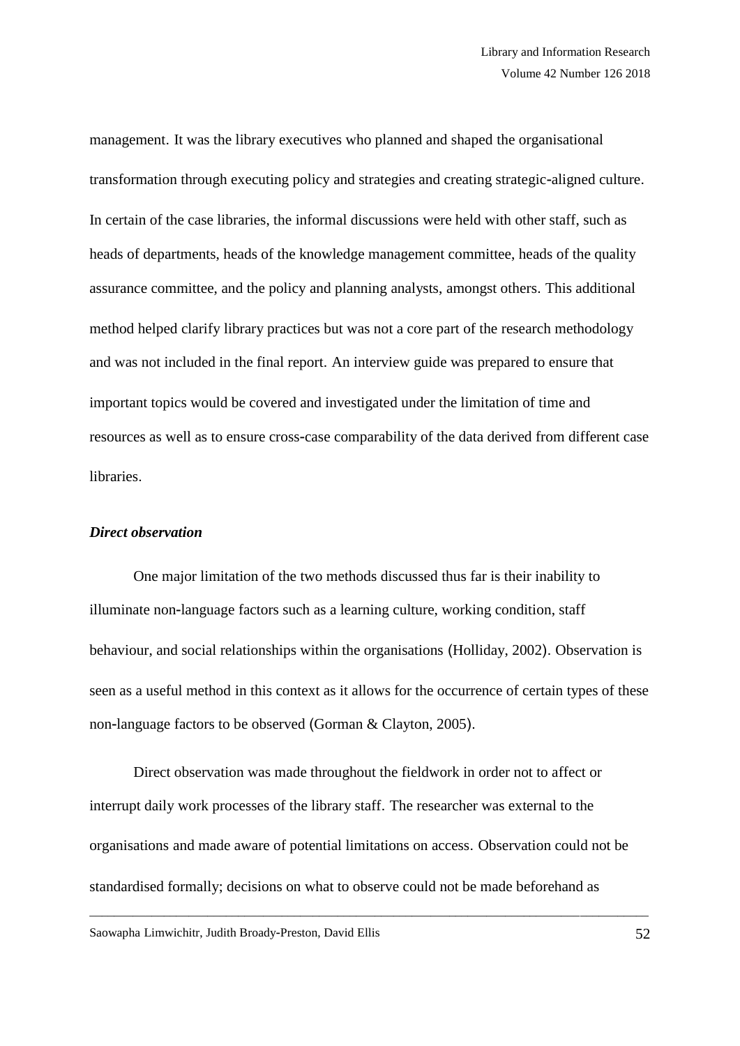management. It was the library executives who planned and shaped the organisational transformation through executing policy and strategies and creating strategic-aligned culture. In certain of the case libraries, the informal discussions were held with other staff, such as heads of departments, heads of the knowledge management committee, heads of the quality assurance committee, and the policy and planning analysts, amongst others. This additional method helped clarify library practices but was not a core part of the research methodology and was not included in the final report. An interview guide was prepared to ensure that important topics would be covered and investigated under the limitation of time and resources as well as to ensure cross-case comparability of the data derived from different case libraries.

***Direct observation***

One major limitation of the two methods discussed thus far is their inability to illuminate non-language factors such as a learning culture, working condition, staff behaviour, and social relationships within the organisations (Holliday, 2002). Observation is seen as a useful method in this context as it allows for the occurrence of certain types of these non-language factors to be observed (Gorman & Clayton, 2005).

Direct observation was made throughout the fieldwork in order not to affect or interrupt daily work processes of the library staff. The researcher was external to the organisations and made aware of potential limitations on access. Observation could not be standardised formally; decisions on what to observe could not be made beforehand as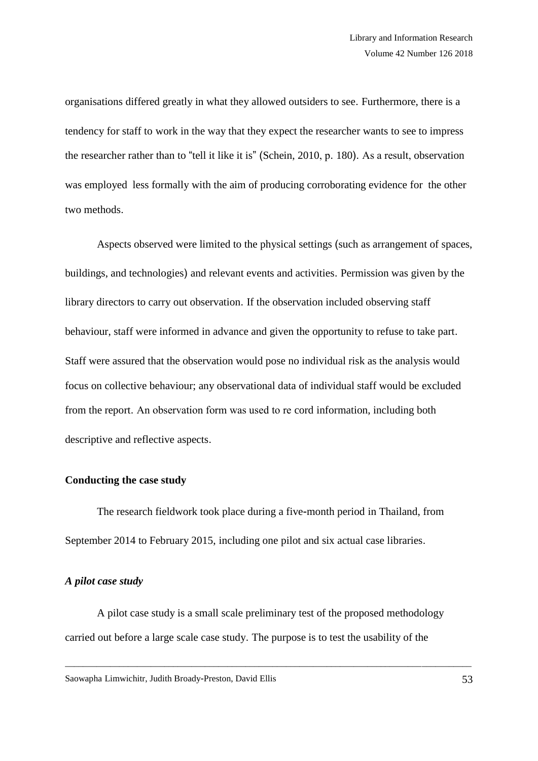organisations differed greatly in what they allowed outsiders to see. Furthermore, there is a tendency for staff to work in the way that they expect the researcher wants to see to impress the researcher rather than to "tell it like it is" (Schein, 2010, p. 180). As a result, observation was employed less formally with the aim of producing corroborating evidence for the other two methods.

Aspects observed were limited to the physical settings (such as arrangement of spaces, buildings, and technologies) and relevant events and activities. Permission was given by the library directors to carry out observation. If the observation included observing staff behaviour, staff were informed in advance and given the opportunity to refuse to take part. Staff were assured that the observation would pose no individual risk as the analysis would focus on collective behaviour; any observational data of individual staff would be excluded from the report. An observation form was used to re cord information, including both descriptive and reflective aspects.

## Conducting the case study

The research fieldwork took place during a five-month period in Thailand, from September 2014 to February 2015, including one pilot and six actual case libraries.

### *A pilot case study*

A pilot case study is a small scale preliminary test of the proposed methodology carried out before a large scale case study. The purpose is to test the usability of the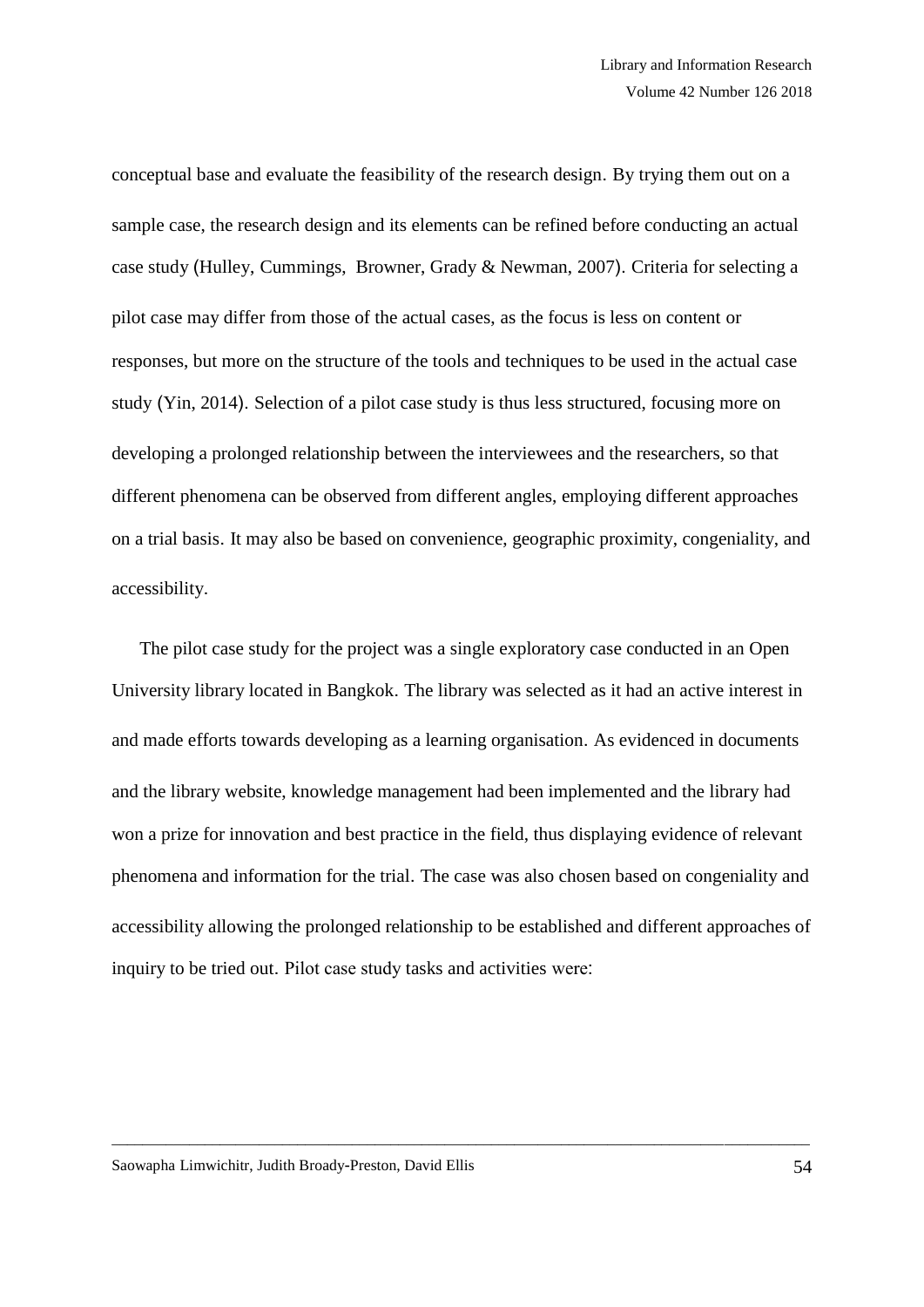conceptual base and evaluate the feasibility of the research design. By trying them out on a sample case, the research design and its elements can be refined before conducting an actual case study (Hulley, Cummings, Browner, Grady & Newman, 2007). Criteria for selecting a pilot case may differ from those of the actual cases, as the focus is less on content or responses, but more on the structure of the tools and techniques to be used in the actual case study (Yin, 2014). Selection of a pilot case study is thus less structured, focusing more on developing a prolonged relationship between the interviewees and the researchers, so that different phenomena can be observed from different angles, employing different approaches on a trial basis. It may also be based on convenience, geographic proximity, congeniality, and accessibility.

The pilot case study for the project was a single exploratory case conducted in an Open University library located in Bangkok. The library was selected as it had an active interest in and made efforts towards developing as a learning organisation. As evidenced in documents and the library website, knowledge management had been implemented and the library had won a prize for innovation and best practice in the field, thus displaying evidence of relevant phenomena and information for the trial. The case was also chosen based on congeniality and accessibility allowing the prolonged relationship to be established and different approaches of inquiry to be tried out. Pilot case study tasks and activities were: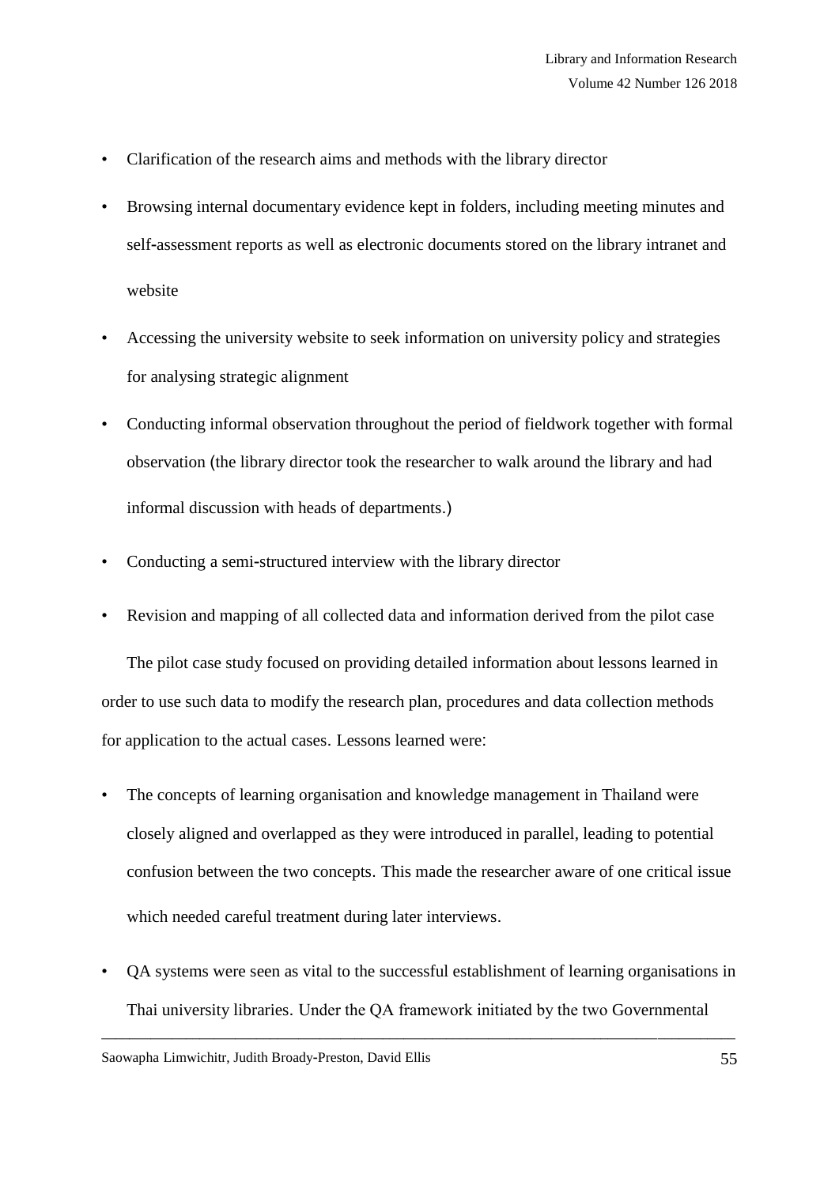- Clarification of the research aims and methods with the library director
- Browsing internal documentary evidence kept in folders, including meeting minutes and self-assessment reports as well as electronic documents stored on the library intranet and website
- Accessing the university website to seek information on university policy and strategies for analysing strategic alignment
- Conducting informal observation throughout the period of fieldwork together with formal observation (the library director took the researcher to walk around the library and had informal discussion with heads of departments.)
- Conducting a semi-structured interview with the library director
- Revision and mapping of all collected data and information derived from the pilot case

The pilot case study focused on providing detailed information about lessons learned in order to use such data to modify the research plan, procedures and data collection methods for application to the actual cases. Lessons learned were:

- The concepts of learning organisation and knowledge management in Thailand were closely aligned and overlapped as they were introduced in parallel, leading to potential confusion between the two concepts. This made the researcher aware of one critical issue which needed careful treatment during later interviews.
- QA systems were seen as vital to the successful establishment of learning organisations in Thai university libraries. Under the QA framework initiated by the two Governmental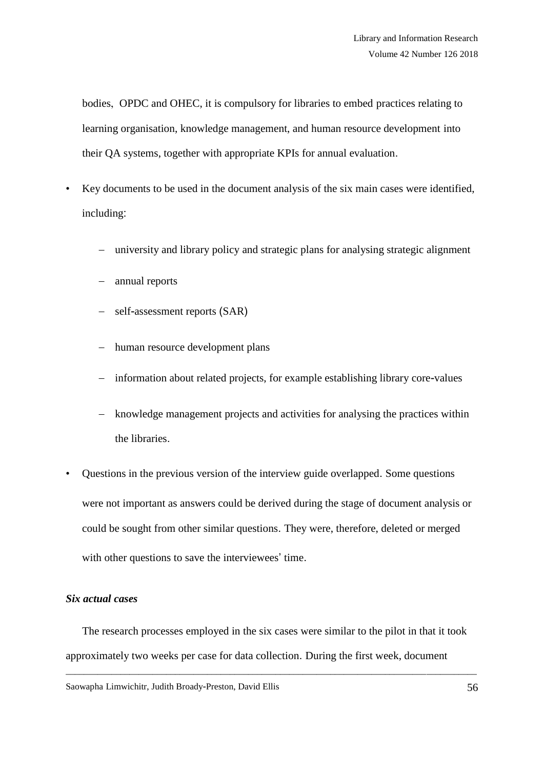bodies, OPDC and OHEC, it is compulsory for libraries to embed practices relating to learning organisation, knowledge management, and human resource development into their QA systems, together with appropriate KPIs for annual evaluation.

- Key documents to be used in the document analysis of the six main cases were identified, including:
    - university and library policy and strategic plans for analysing strategic alignment
    - annual reports
    - self-assessment reports (SAR)
    - human resource development plans
    - information about related projects, for example establishing library core-values
    - knowledge management projects and activities for analysing the practices within the libraries.
- Questions in the previous version of the interview guide overlapped. Some questions were not important as answers could be derived during the stage of document analysis or could be sought from other similar questions. They were, therefore, deleted or merged with other questions to save the interviewees' time.

***Six actual cases***

The research processes employed in the six cases were similar to the pilot in that it took approximately two weeks per case for data collection. During the first week, document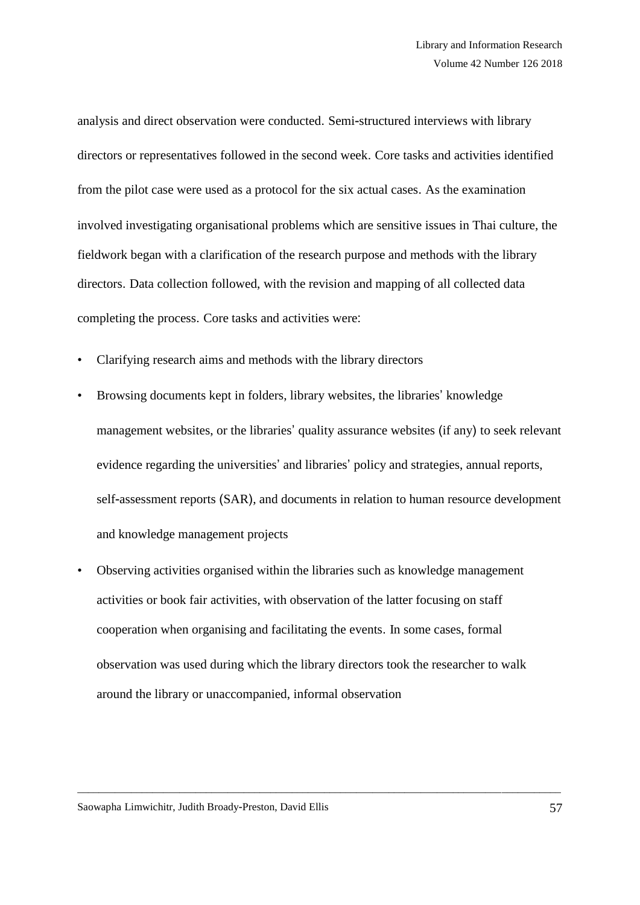analysis and direct observation were conducted. Semi-structured interviews with library directors or representatives followed in the second week. Core tasks and activities identified from the pilot case were used as a protocol for the six actual cases. As the examination involved investigating organisational problems which are sensitive issues in Thai culture, the fieldwork began with a clarification of the research purpose and methods with the library directors. Data collection followed, with the revision and mapping of all collected data completing the process. Core tasks and activities were:

- Clarifying research aims and methods with the library directors
- Browsing documents kept in folders, library websites, the libraries' knowledge management websites, or the libraries' quality assurance websites (if any) to seek relevant evidence regarding the universities' and libraries' policy and strategies, annual reports, self-assessment reports (SAR), and documents in relation to human resource development and knowledge management projects
- Observing activities organised within the libraries such as knowledge management activities or book fair activities, with observation of the latter focusing on staff cooperation when organising and facilitating the events. In some cases, formal observation was used during which the library directors took the researcher to walk around the library or unaccompanied, informal observation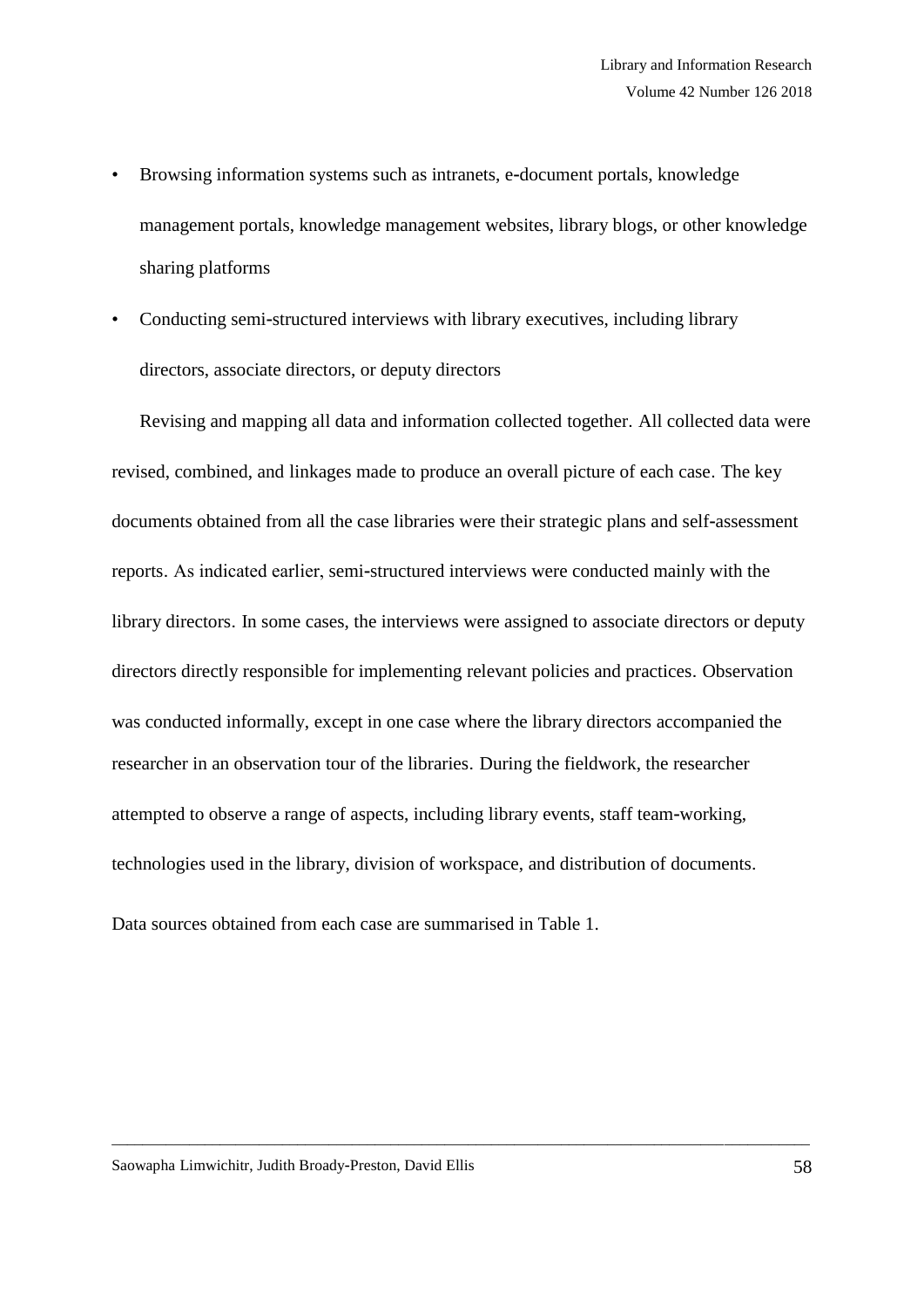- Browsing information systems such as intranets, e-document portals, knowledge management portals, knowledge management websites, library blogs, or other knowledge sharing platforms
- Conducting semi-structured interviews with library executives, including library directors, associate directors, or deputy directors

Revising and mapping all data and information collected together. All collected data were revised, combined, and linkages made to produce an overall picture of each case. The key documents obtained from all the case libraries were their strategic plans and self-assessment reports. As indicated earlier, semi-structured interviews were conducted mainly with the library directors. In some cases, the interviews were assigned to associate directors or deputy directors directly responsible for implementing relevant policies and practices. Observation was conducted informally, except in one case where the library directors accompanied the researcher in an observation tour of the libraries. During the fieldwork, the researcher attempted to observe a range of aspects, including library events, staff team-working, technologies used in the library, division of workspace, and distribution of documents.

Data sources obtained from each case are summarised in Table 1.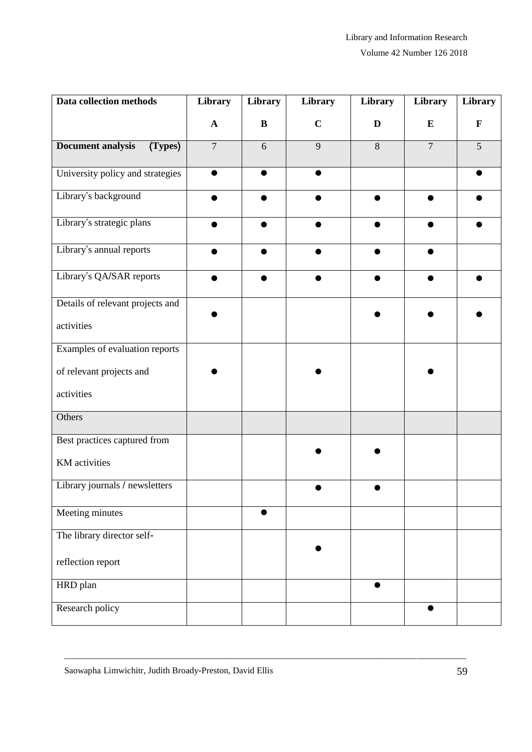| Data collection methods | Library A | Library B | Library C | Library D | Library E | Library F |
|---|---|---|---|---|---|---|
| **Document analysis (Types)** | 7 | 6 | 9 | 8 | 7 | 5 |
| University policy and strategies | ● | ● | ● | | | ● |
| Library's background | ● | ● | ● | ● | ● | ● |
| Library's strategic plans | ● | ● | ● | ● | ● | ● |
| Library's annual reports | ● | ● | ● | ● | ● | |
| Library's QA/SAR reports | ● | ● | ● | ● | ● | ● |
| Details of relevant projects and activities | ● | | | ● | ● | ● |
| Examples of evaluation reports of relevant projects and activities | ● | | ● | | ● | |
| Others | | | | | | |
| Best practices captured from KM activities | | | ● | ● | | |
| Library journals / newsletters | | | ● | ● | | |
| Meeting minutes | | ● | | | | |
| The library director self-reflection report | | | ● | | | |
| HRD plan | | | | ● | | |
| Research policy | | | | | ● | |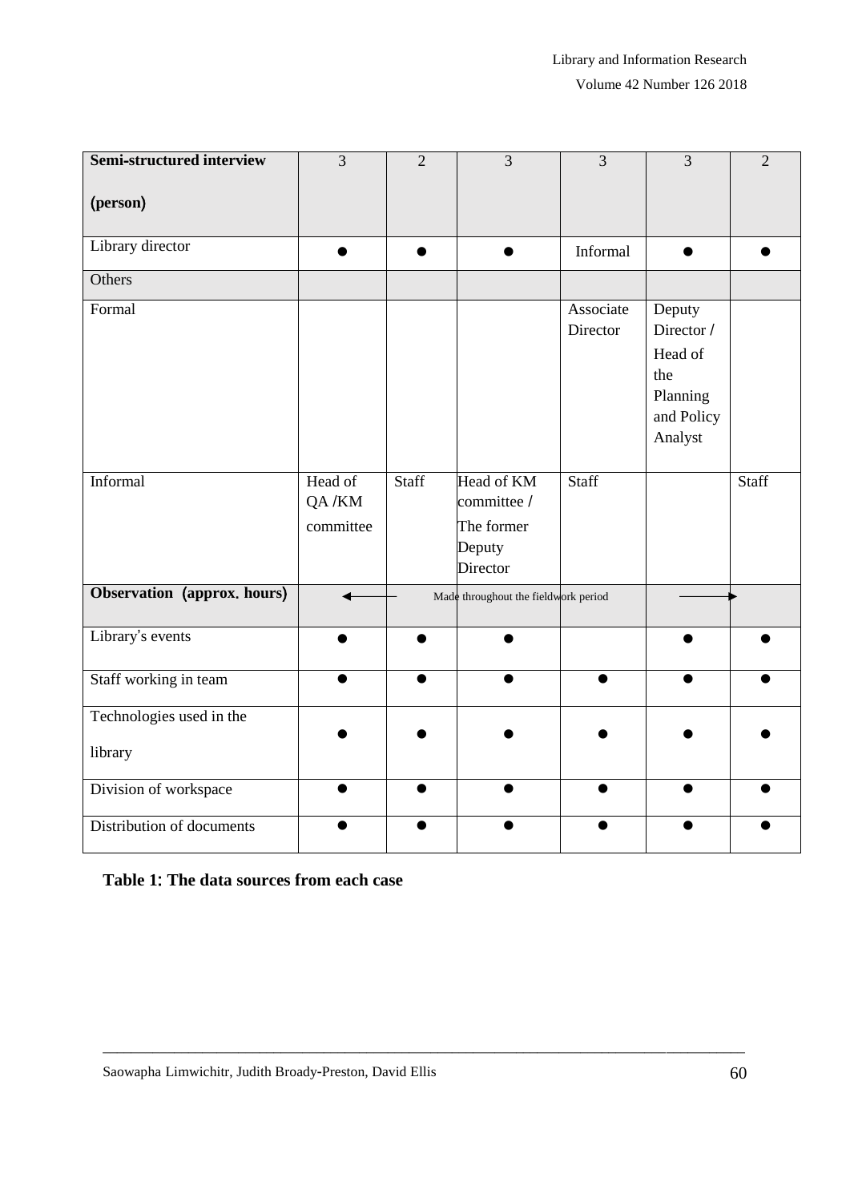| **Semi-structured interview (person)** | 3 | 2 | 3 | 3 | 3 | 2 |
|---|---|---|---|---|---|---|
| Library director | ● | ● | ● | Informal | ● | ● |
| Others | | | | | | |
| Formal | | | | Associate Director | Deputy Director / Head of the Planning and Policy Analyst | |
| Informal | Head of QA /KM committee | Staff | Head of KM committee / The former Deputy Director | Staff | | Staff |
| **Observation (approx. hours)** | ← | Made throughout the fieldwork period | | | | → |
| Library's events | ● | ● | ● | | ● | ● |
| Staff working in team | ● | ● | ● | ● | ● | ● |
| Technologies used in the library | ● | ● | ● | ● | ● | ● |
| Division of workspace | ● | ● | ● | ● | ● | ● |
| Distribution of documents | ● | ● | ● | ● | ● | ● |

**Table 1: The data sources from each case**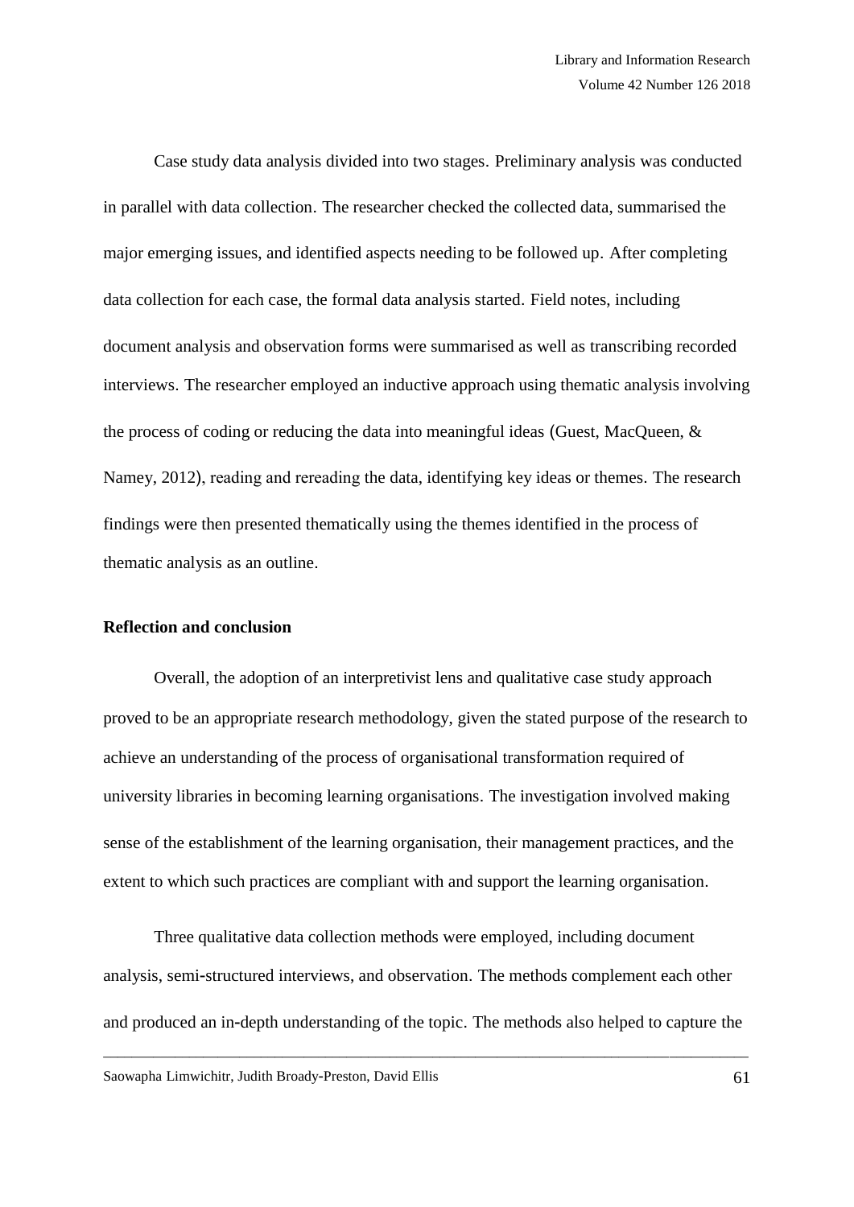Case study data analysis divided into two stages. Preliminary analysis was conducted in parallel with data collection. The researcher checked the collected data, summarised the major emerging issues, and identified aspects needing to be followed up. After completing data collection for each case, the formal data analysis started. Field notes, including document analysis and observation forms were summarised as well as transcribing recorded interviews. The researcher employed an inductive approach using thematic analysis involving the process of coding or reducing the data into meaningful ideas (Guest, MacQueen, & Namey, 2012), reading and rereading the data, identifying key ideas or themes. The research findings were then presented thematically using the themes identified in the process of thematic analysis as an outline.

## Reflection and conclusion

Overall, the adoption of an interpretivist lens and qualitative case study approach proved to be an appropriate research methodology, given the stated purpose of the research to achieve an understanding of the process of organisational transformation required of university libraries in becoming learning organisations. The investigation involved making sense of the establishment of the learning organisation, their management practices, and the extent to which such practices are compliant with and support the learning organisation.

Three qualitative data collection methods were employed, including document analysis, semi-structured interviews, and observation. The methods complement each other and produced an in-depth understanding of the topic. The methods also helped to capture the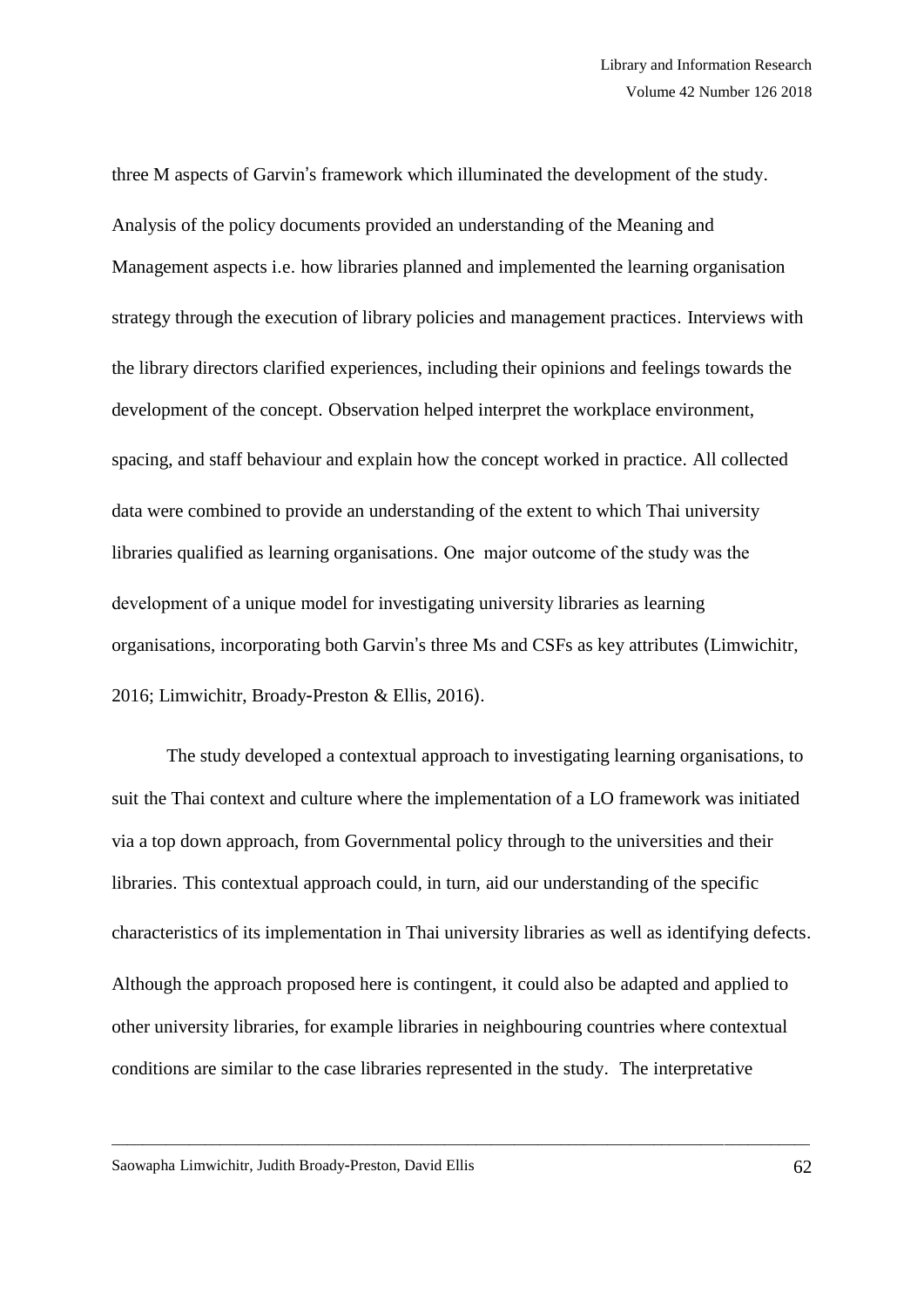three M aspects of Garvin's framework which illuminated the development of the study. Analysis of the policy documents provided an understanding of the Meaning and Management aspects i.e. how libraries planned and implemented the learning organisation strategy through the execution of library policies and management practices. Interviews with the library directors clarified experiences, including their opinions and feelings towards the development of the concept. Observation helped interpret the workplace environment, spacing, and staff behaviour and explain how the concept worked in practice. All collected data were combined to provide an understanding of the extent to which Thai university libraries qualified as learning organisations. One major outcome of the study was the development of a unique model for investigating university libraries as learning organisations, incorporating both Garvin's three Ms and CSFs as key attributes (Limwichitr, 2016; Limwichitr, Broady-Preston & Ellis, 2016).

The study developed a contextual approach to investigating learning organisations, to suit the Thai context and culture where the implementation of a LO framework was initiated via a top down approach, from Governmental policy through to the universities and their libraries. This contextual approach could, in turn, aid our understanding of the specific characteristics of its implementation in Thai university libraries as well as identifying defects. Although the approach proposed here is contingent, it could also be adapted and applied to other university libraries, for example libraries in neighbouring countries where contextual conditions are similar to the case libraries represented in the study. The interpretative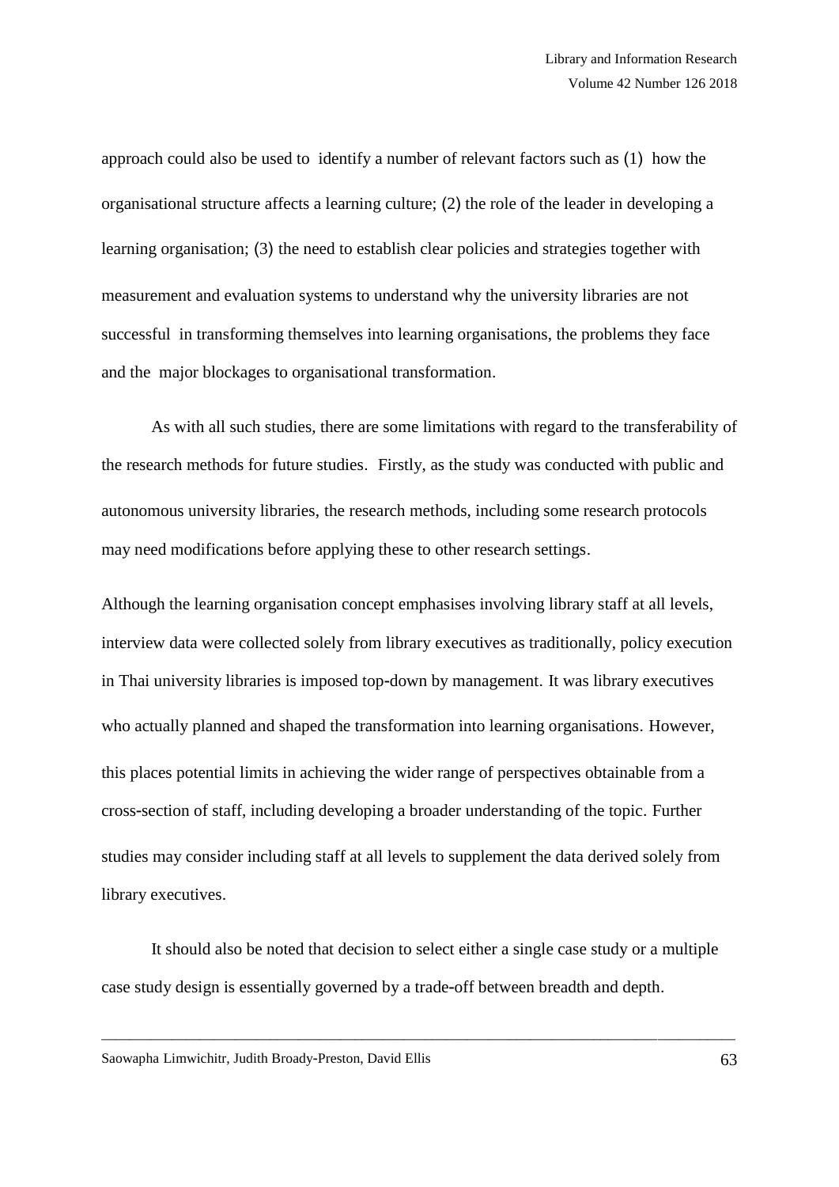approach could also be used to identify a number of relevant factors such as (1) how the organisational structure affects a learning culture; (2) the role of the leader in developing a learning organisation; (3) the need to establish clear policies and strategies together with measurement and evaluation systems to understand why the university libraries are not successful in transforming themselves into learning organisations, the problems they face and the major blockages to organisational transformation.

As with all such studies, there are some limitations with regard to the transferability of the research methods for future studies. Firstly, as the study was conducted with public and autonomous university libraries, the research methods, including some research protocols may need modifications before applying these to other research settings.

Although the learning organisation concept emphasises involving library staff at all levels, interview data were collected solely from library executives as traditionally, policy execution in Thai university libraries is imposed top-down by management. It was library executives who actually planned and shaped the transformation into learning organisations. However, this places potential limits in achieving the wider range of perspectives obtainable from a cross-section of staff, including developing a broader understanding of the topic. Further studies may consider including staff at all levels to supplement the data derived solely from library executives.

It should also be noted that decision to select either a single case study or a multiple case study design is essentially governed by a trade-off between breadth and depth.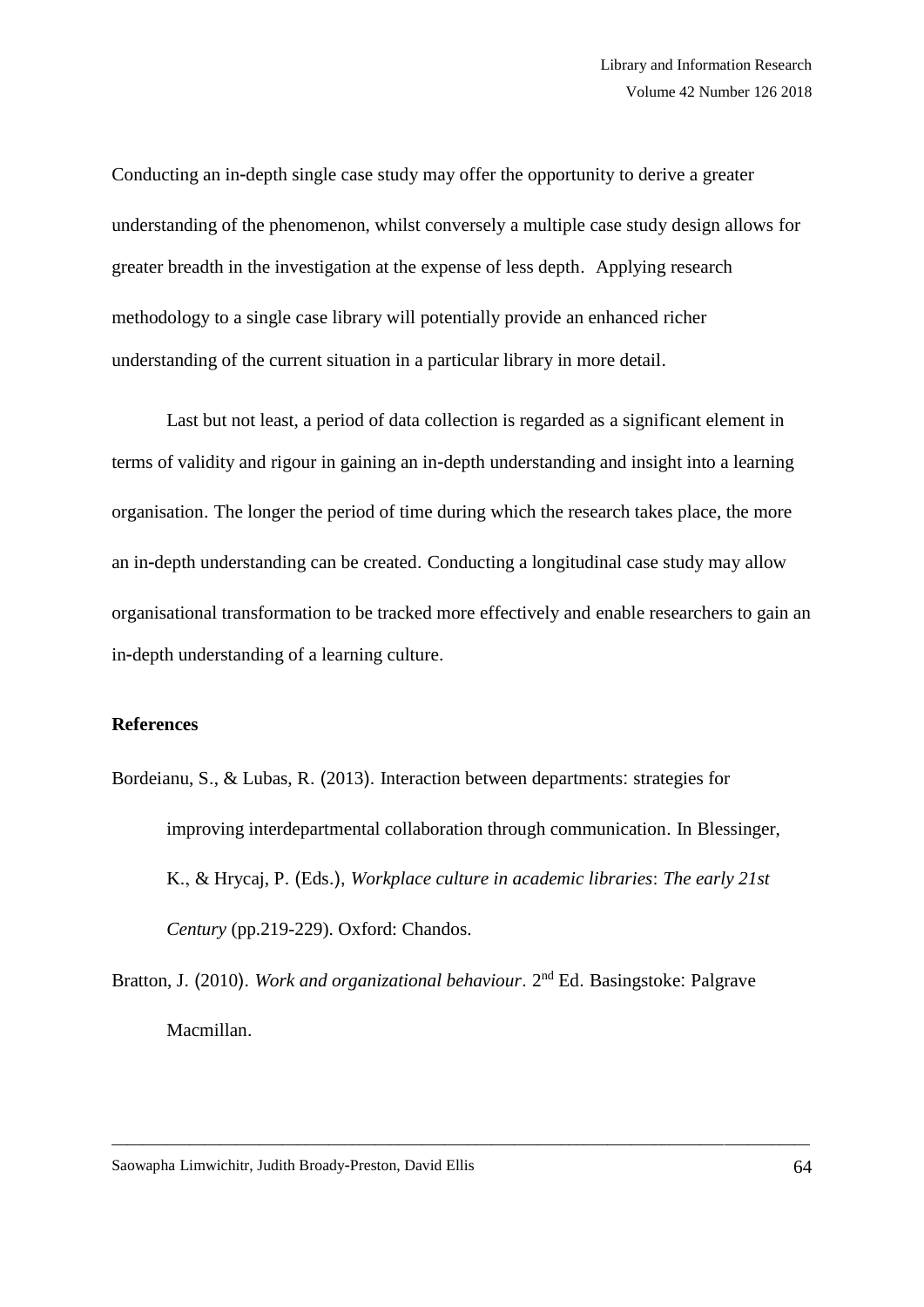Conducting an in-depth single case study may offer the opportunity to derive a greater understanding of the phenomenon, whilst conversely a multiple case study design allows for greater breadth in the investigation at the expense of less depth. Applying research methodology to a single case library will potentially provide an enhanced richer understanding of the current situation in a particular library in more detail.

Last but not least, a period of data collection is regarded as a significant element in terms of validity and rigour in gaining an in-depth understanding and insight into a learning organisation. The longer the period of time during which the research takes place, the more an in-depth understanding can be created. Conducting a longitudinal case study may allow organisational transformation to be tracked more effectively and enable researchers to gain an in-depth understanding of a learning culture.

**References**

Bordeianu, S., & Lubas, R. (2013). Interaction between departments: strategies for improving interdepartmental collaboration through communication. In Blessinger, K., & Hrycaj, P. (Eds.), *Workplace culture in academic libraries*: *The early 21st Century* (pp.219-229). Oxford: Chandos.

Bratton, J. (2010). *Work and organizational behaviour*. 2nd Ed. Basingstoke: Palgrave Macmillan.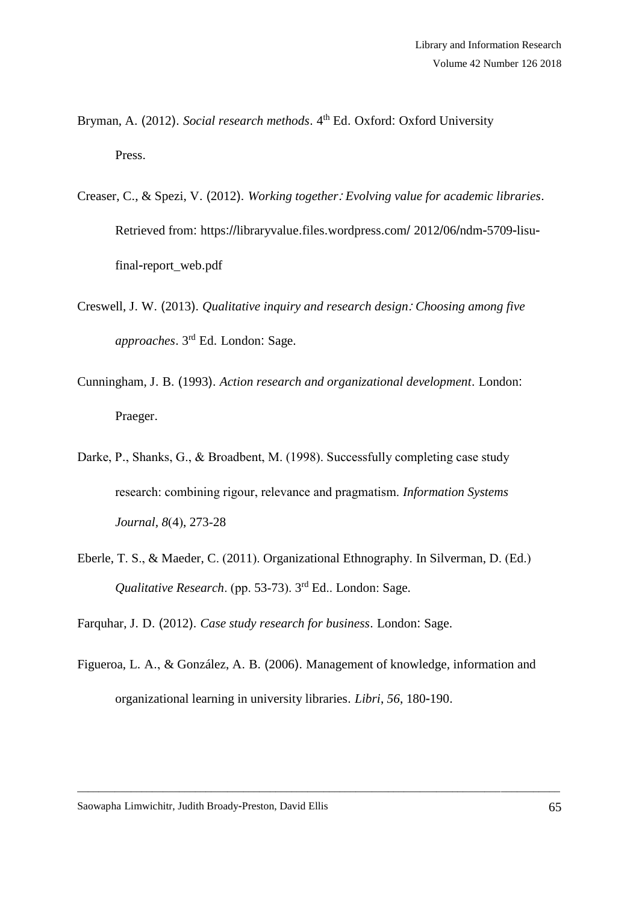Bryman, A. (2012). *Social research methods*. 4th Ed. Oxford: Oxford University Press.

Creaser, C., & Spezi, V. (2012). *Working together: Evolving value for academic libraries*. Retrieved from: https://libraryvalue.files.wordpress.com/ 2012/06/ndm-5709-lisu-final-report_web.pdf

Creswell, J. W. (2013). *Qualitative inquiry and research design: Choosing among five approaches*. 3rd Ed. London: Sage.

Cunningham, J. B. (1993). *Action research and organizational development*. London: Praeger.

Darke, P., Shanks, G., & Broadbent, M. (1998). Successfully completing case study research: combining rigour, relevance and pragmatism. *Information Systems Journal*, *8*(4), 273-28

Eberle, T. S., & Maeder, C. (2011). Organizational Ethnography. In Silverman, D. (Ed.) *Qualitative Research*. (pp. 53-73). 3rd Ed.. London: Sage.

Farquhar, J. D. (2012). *Case study research for business*. London: Sage.

Figueroa, L. A., & González, A. B. (2006). Management of knowledge, information and organizational learning in university libraries. *Libri*, *56*, 180-190.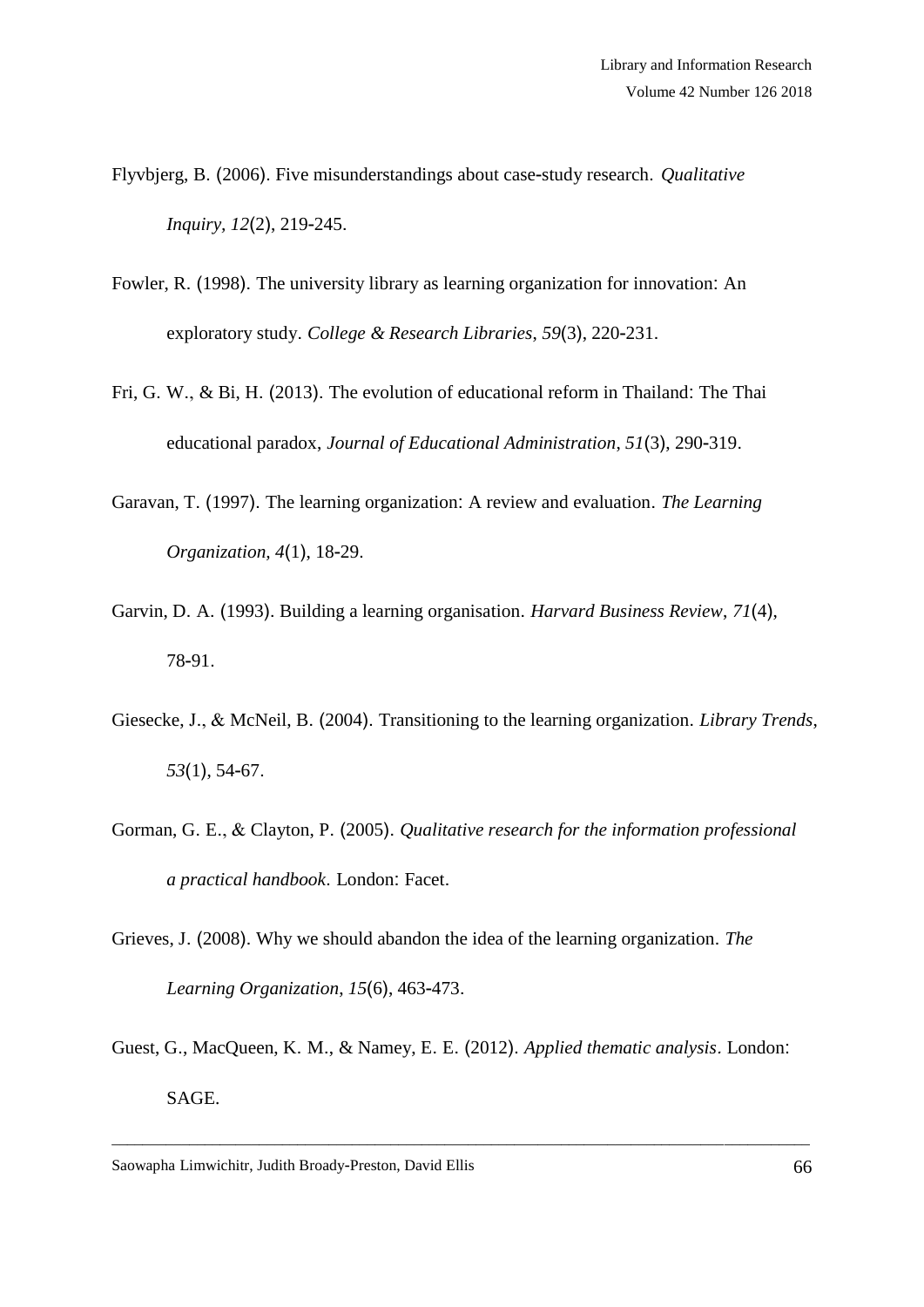Flyvbjerg, B. (2006). Five misunderstandings about case-study research. *Qualitative Inquiry, 12*(2), 219-245.

Fowler, R. (1998). The university library as learning organization for innovation: An exploratory study. *College & Research Libraries*, *59*(3), 220-231.

Fri, G. W., & Bi, H. (2013). The evolution of educational reform in Thailand: The Thai educational paradox, *Journal of Educational Administration*, *51*(3), 290-319.

Garavan, T. (1997). The learning organization: A review and evaluation. *The Learning Organization, 4*(1), 18-29.

Garvin, D. A. (1993). Building a learning organisation. *Harvard Business Review*, *71*(4), 78-91.

Giesecke, J., & McNeil, B. (2004). Transitioning to the learning organization. *Library Trends*, *53*(1), 54-67.

Gorman, G. E., & Clayton, P. (2005). *Qualitative research for the information professional a practical handbook*. London: Facet.

Grieves, J. (2008). Why we should abandon the idea of the learning organization. *The Learning Organization*, *15*(6), 463-473.

Guest, G., MacQueen, K. M., & Namey, E. E. (2012). *Applied thematic analysis*. London: SAGE.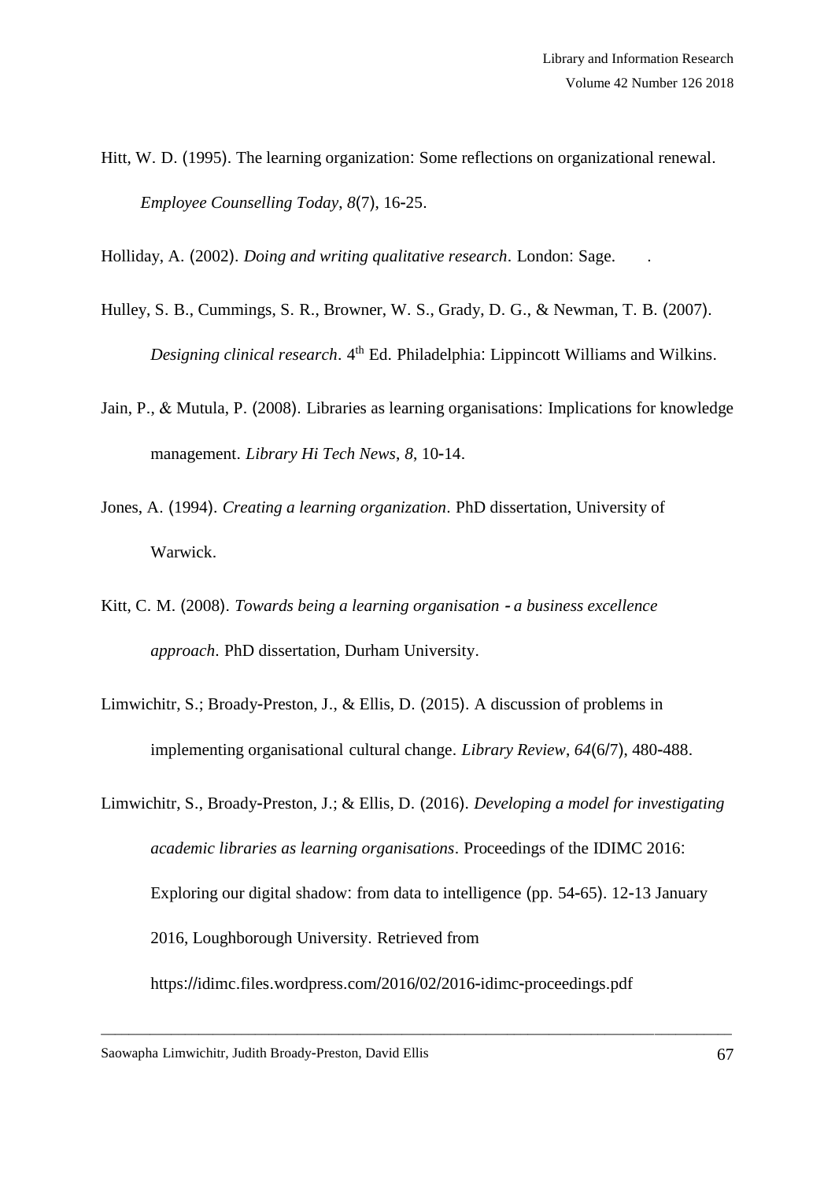Hitt, W. D. (1995). The learning organization: Some reflections on organizational renewal. *Employee Counselling Today*, *8*(7), 16-25.

Holliday, A. (2002). *Doing and writing qualitative research*. London: Sage. .

Hulley, S. B., Cummings, S. R., Browner, W. S., Grady, D. G., & Newman, T. B. (2007). *Designing clinical research*. 4th Ed. Philadelphia: Lippincott Williams and Wilkins.

Jain, P., & Mutula, P. (2008). Libraries as learning organisations: Implications for knowledge management. *Library Hi Tech News*, *8*, 10-14.

Jones, A. (1994). *Creating a learning organization*. PhD dissertation, University of Warwick.

Kitt, C. M. (2008). *Towards being a learning organisation - a business excellence approach*. PhD dissertation, Durham University.

Limwichitr, S.; Broady-Preston, J., & Ellis, D. (2015). A discussion of problems in implementing organisational cultural change. *Library Review*, *64*(6/7), 480-488.

Limwichitr, S., Broady-Preston, J.; & Ellis, D. (2016). *Developing a model for investigating academic libraries as learning organisations*. Proceedings of the IDIMC 2016: Exploring our digital shadow: from data to intelligence (pp. 54-65). 12-13 January 2016, Loughborough University. Retrieved from https://idimc.files.wordpress.com/2016/02/2016-idimc-proceedings.pdf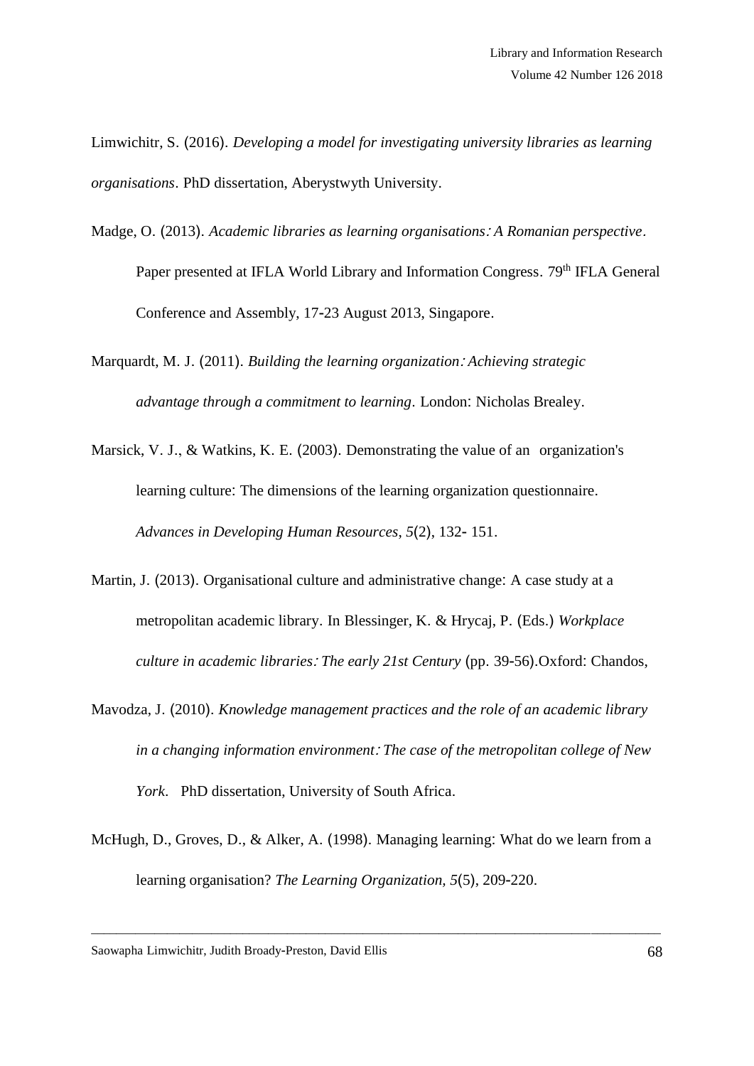Limwichitr, S. (2016). *Developing a model for investigating university libraries as learning organisations*. PhD dissertation, Aberystwyth University.

Madge, O. (2013). *Academic libraries as learning organisations: A Romanian perspective*. Paper presented at IFLA World Library and Information Congress. 79th IFLA General Conference and Assembly, 17-23 August 2013, Singapore.

Marquardt, M. J. (2011). *Building the learning organization: Achieving strategic advantage through a commitment to learning*. London: Nicholas Brealey.

Marsick, V. J., & Watkins, K. E. (2003). Demonstrating the value of an organization's learning culture: The dimensions of the learning organization questionnaire. *Advances in Developing Human Resources*, *5*(2), 132- 151.

Martin, J. (2013). Organisational culture and administrative change: A case study at a metropolitan academic library. In Blessinger, K. & Hrycaj, P. (Eds.) *Workplace culture in academic libraries: The early 21st Century* (pp. 39-56).Oxford: Chandos,

Mavodza, J. (2010). *Knowledge management practices and the role of an academic library in a changing information environment: The case of the metropolitan college of New York*. PhD dissertation, University of South Africa.

McHugh, D., Groves, D., & Alker, A. (1998). Managing learning: What do we learn from a learning organisation? *The Learning Organization, 5*(5), 209-220.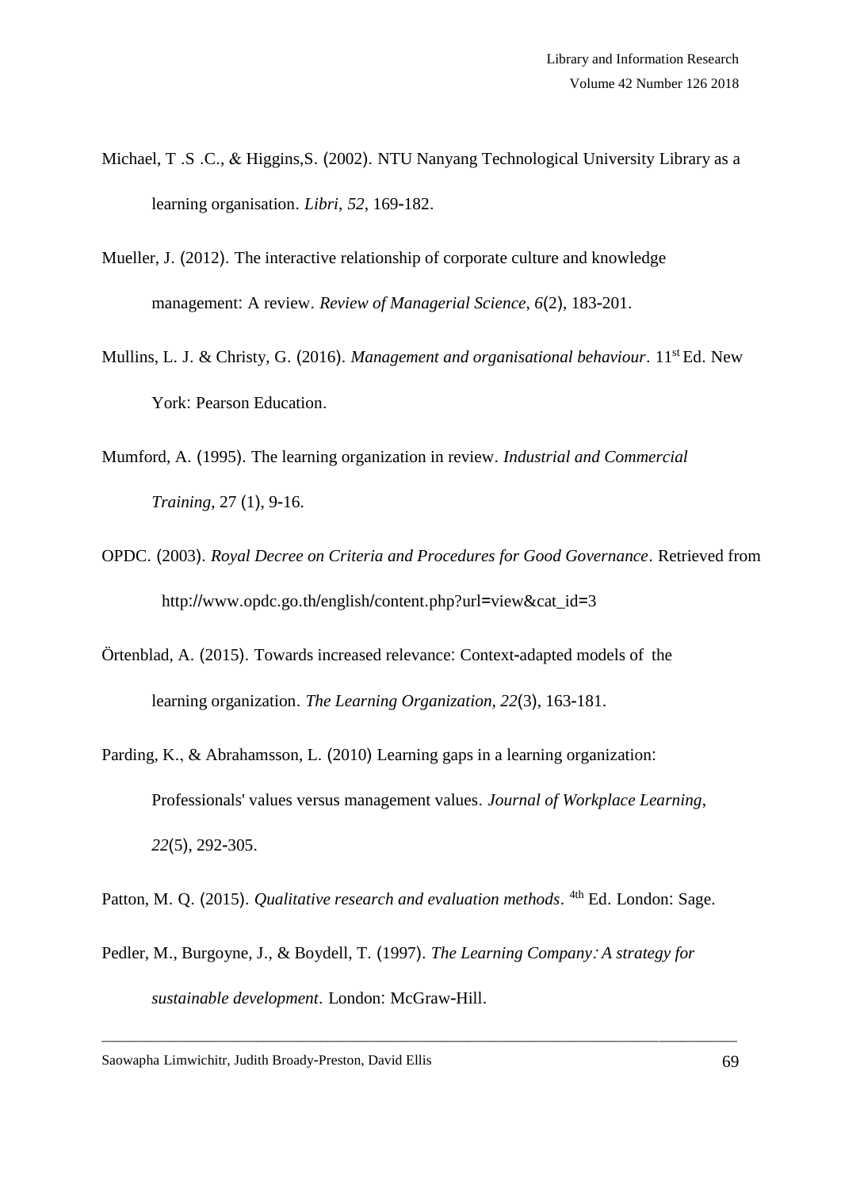Michael, T .S .C., & Higgins,S. (2002). NTU Nanyang Technological University Library as a learning organisation. *Libri*, *52*, 169-182.

Mueller, J. (2012). The interactive relationship of corporate culture and knowledge management: A review. *Review of Managerial Science*, *6*(2), 183-201.

Mullins, L. J. & Christy, G. (2016). *Management and organisational behaviour*. 11st Ed. New York: Pearson Education.

Mumford, A. (1995). The learning organization in review. *Industrial and Commercial Training*, 27 (1), 9-16.

OPDC. (2003). *Royal Decree on Criteria and Procedures for Good Governance*. Retrieved from http://www.opdc.go.th/english/content.php?url=view&cat_id=3

Örtenblad, A. (2015). Towards increased relevance: Context-adapted models of the learning organization. *The Learning Organization*, *22*(3), 163-181.

Parding, K., & Abrahamsson, L. (2010) Learning gaps in a learning organization: Professionals' values versus management values. *Journal of Workplace Learning*, *22*(5), 292-305.

Patton, M. Q. (2015). *Qualitative research and evaluation methods*. 4th Ed. London: Sage.

Pedler, M., Burgoyne, J., & Boydell, T. (1997). *The Learning Company: A strategy for sustainable development*. London: McGraw-Hill.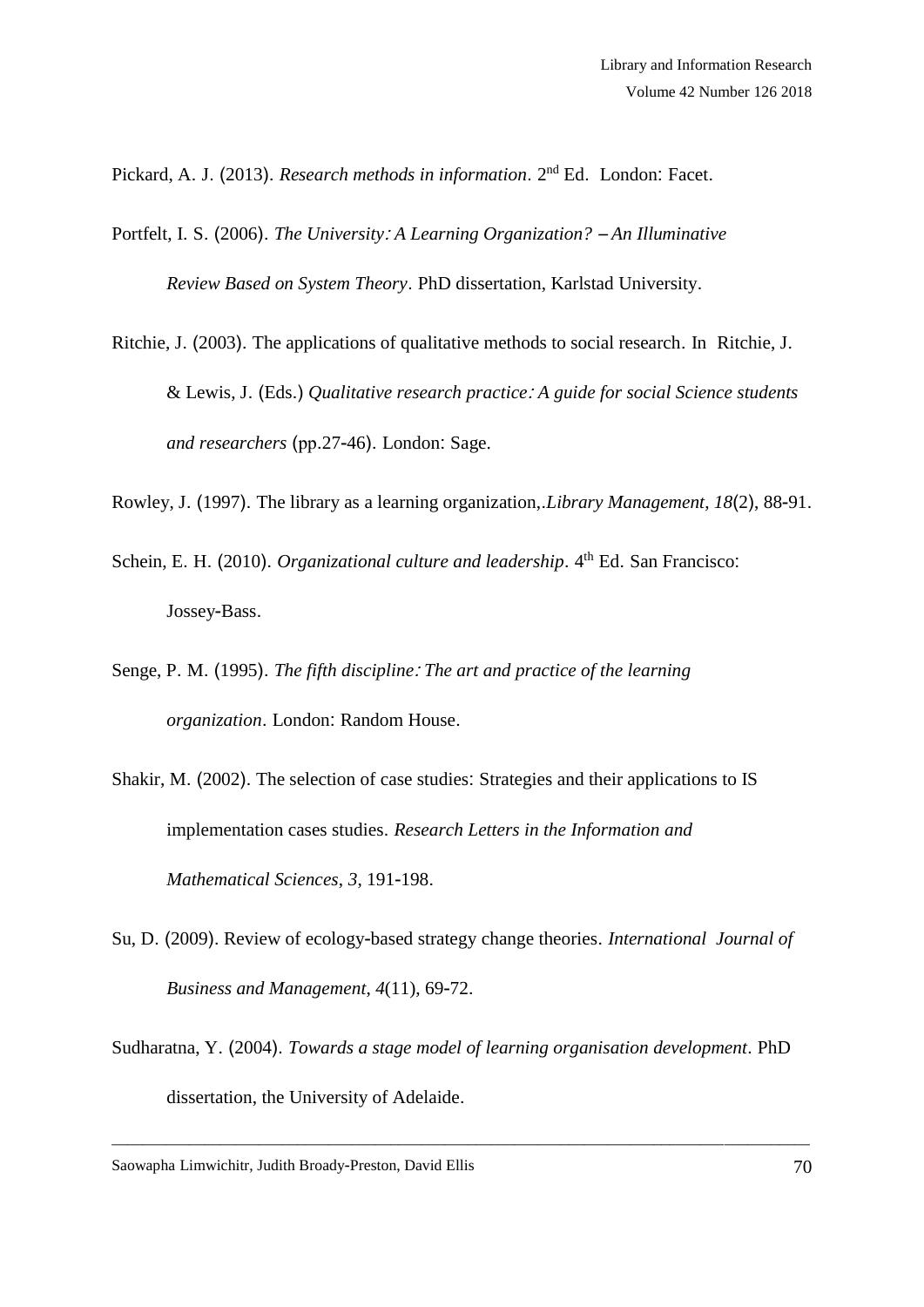Pickard, A. J. (2013). *Research methods in information*. 2nd Ed. London: Facet.

Portfelt, I. S. (2006). *The University: A Learning Organization? – An Illuminative Review Based on System Theory*. PhD dissertation, Karlstad University.

Ritchie, J. (2003). The applications of qualitative methods to social research. In Ritchie, J. & Lewis, J. (Eds.) *Qualitative research practice: A guide for social Science students and researchers* (pp.27-46). London: Sage.

Rowley, J. (1997). The library as a learning organization,.*Library Management*, *18*(2), 88-91.

Schein, E. H. (2010). *Organizational culture and leadership*. 4th Ed. San Francisco: Jossey-Bass.

Senge, P. M. (1995). *The fifth discipline: The art and practice of the learning organization*. London: Random House.

Shakir, M. (2002). The selection of case studies: Strategies and their applications to IS implementation cases studies. *Research Letters in the Information and Mathematical Sciences*, *3*, 191-198.

Su, D. (2009). Review of ecology-based strategy change theories. *International Journal of Business and Management*, *4*(11), 69-72.

Sudharatna, Y. (2004). *Towards a stage model of learning organisation development*. PhD dissertation, the University of Adelaide.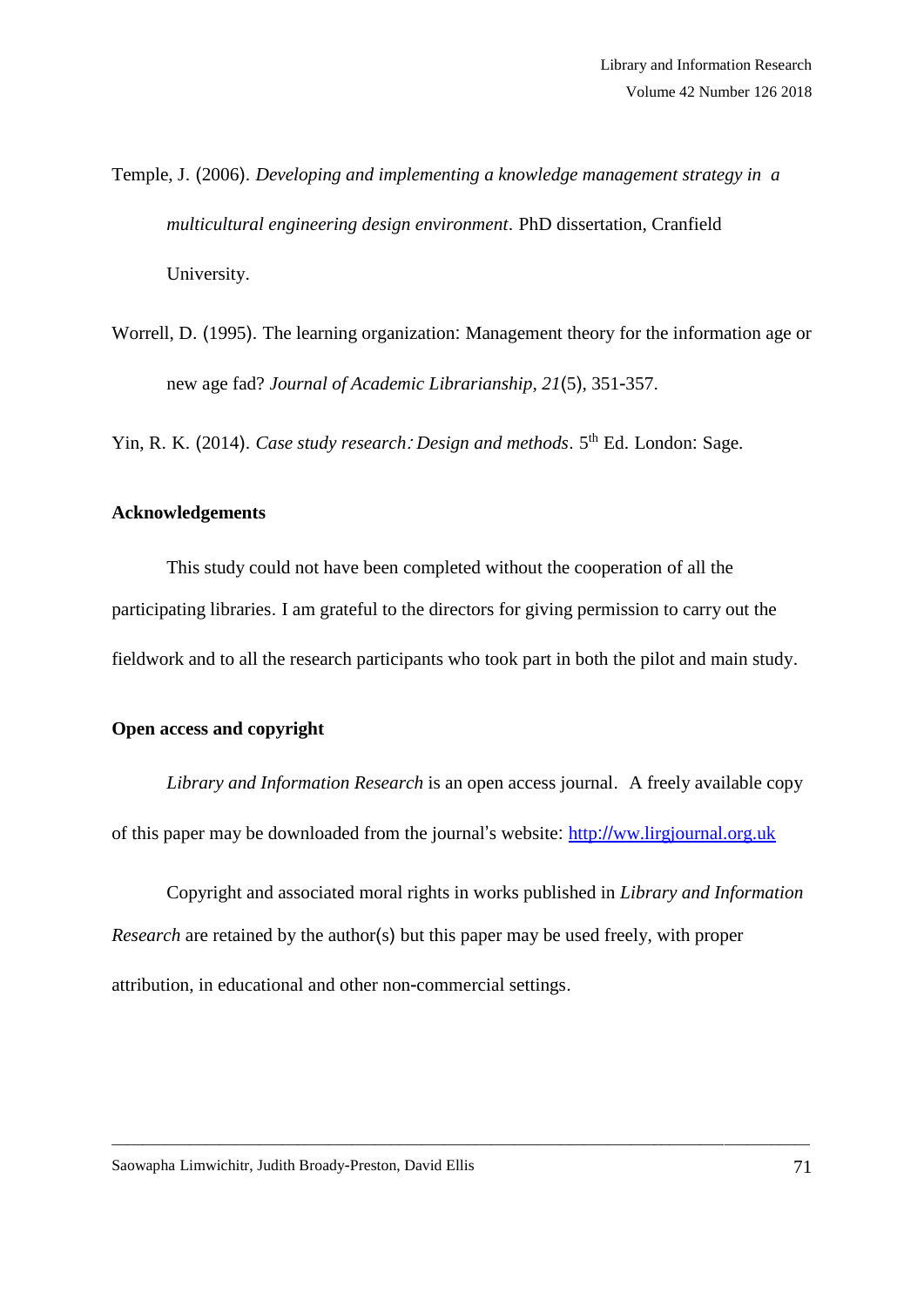Temple, J. (2006). *Developing and implementing a knowledge management strategy in a multicultural engineering design environment*. PhD dissertation, Cranfield University.

Worrell, D. (1995). The learning organization: Management theory for the information age or new age fad? *Journal of Academic Librarianship*, *21*(5), 351-357.

Yin, R. K. (2014). *Case study research: Design and methods*. 5th Ed. London: Sage.

**Acknowledgements**

This study could not have been completed without the cooperation of all the participating libraries. I am grateful to the directors for giving permission to carry out the fieldwork and to all the research participants who took part in both the pilot and main study.

**Open access and copyright**

*Library and Information Research* is an open access journal. A freely available copy of this paper may be downloaded from the journal's website: [http://ww.lirgjournal.org.uk](http://ww.lirgjournal.org.uk)

Copyright and associated moral rights in works published in *Library and Information Research* are retained by the author(s) but this paper may be used freely, with proper attribution, in educational and other non-commercial settings.